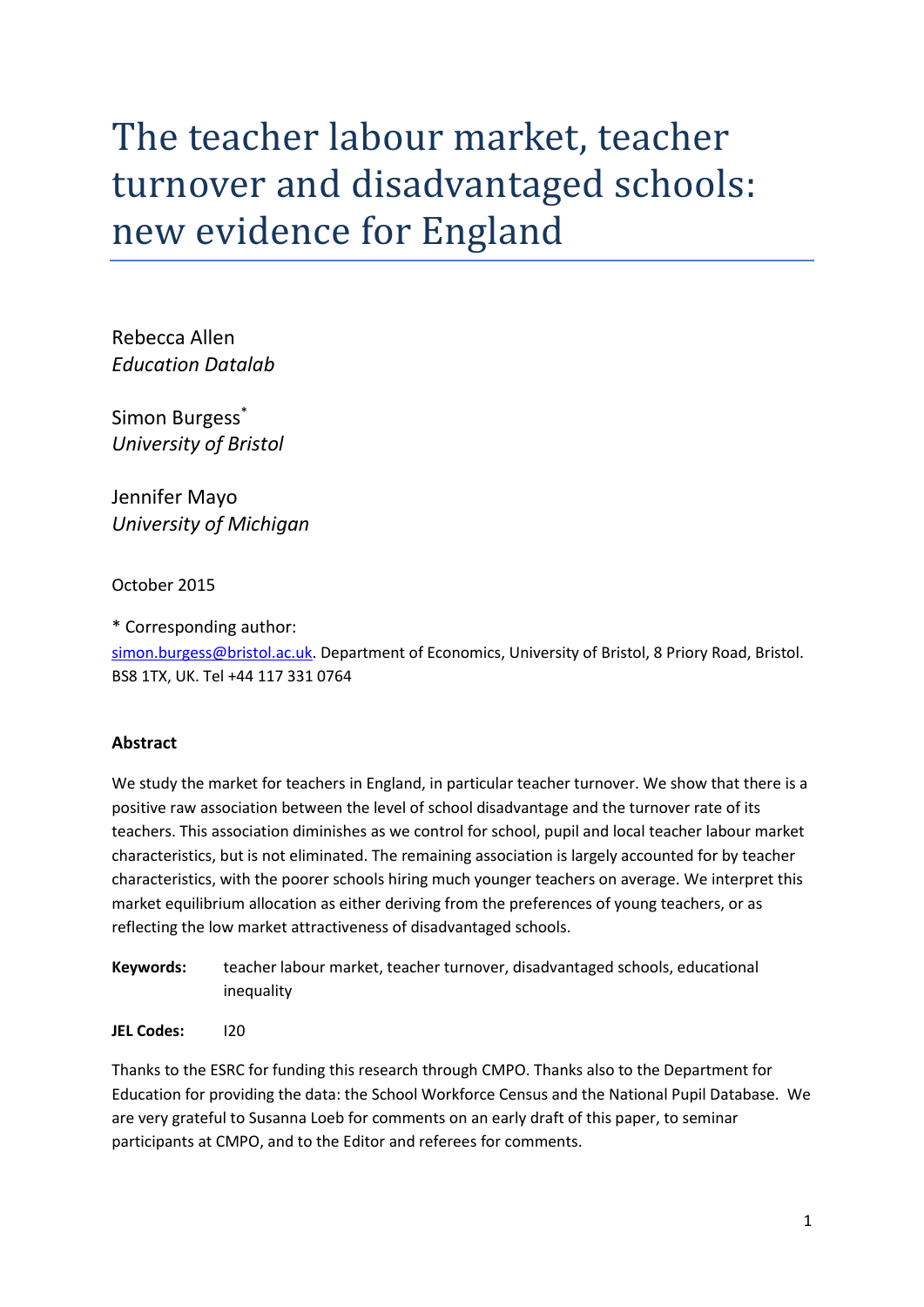# The teacher labour market, teacher turnover and disadvantaged schools: new evidence for England

Rebecca Allen
*Education Datalab*

Simon Burgess*
*University of Bristol*

Jennifer Mayo
*University of Michigan*

October 2015

\* Corresponding author:
simon.burgess@bristol.ac.uk. Department of Economics, University of Bristol, 8 Priory Road, Bristol. BS8 1TX, UK. Tel +44 117 331 0764

**Abstract**

We study the market for teachers in England, in particular teacher turnover. We show that there is a positive raw association between the level of school disadvantage and the turnover rate of its teachers. This association diminishes as we control for school, pupil and local teacher labour market characteristics, but is not eliminated. The remaining association is largely accounted for by teacher characteristics, with the poorer schools hiring much younger teachers on average. We interpret this market equilibrium allocation as either deriving from the preferences of young teachers, or as reflecting the low market attractiveness of disadvantaged schools.

**Keywords:** teacher labour market, teacher turnover, disadvantaged schools, educational inequality

**JEL Codes:** I20

Thanks to the ESRC for funding this research through CMPO. Thanks also to the Department for Education for providing the data: the School Workforce Census and the National Pupil Database. We are very grateful to Susanna Loeb for comments on an early draft of this paper, to seminar participants at CMPO, and to the Editor and referees for comments.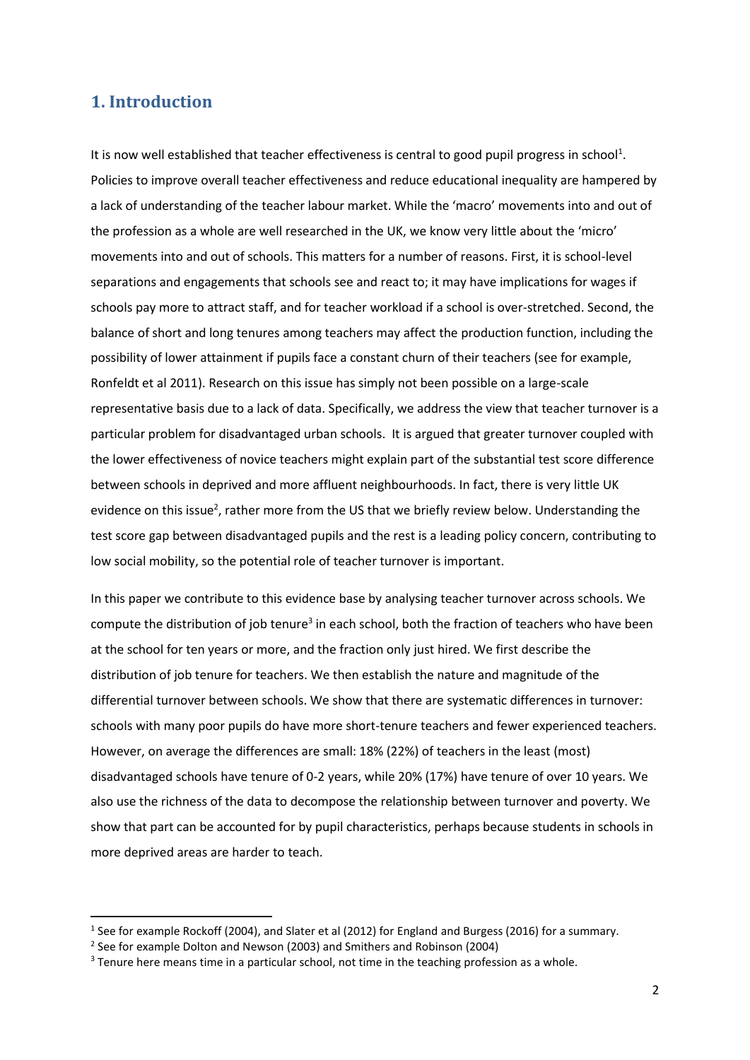## 1. Introduction

It is now well established that teacher effectiveness is central to good pupil progress in school[1]. Policies to improve overall teacher effectiveness and reduce educational inequality are hampered by a lack of understanding of the teacher labour market. While the 'macro' movements into and out of the profession as a whole are well researched in the UK, we know very little about the 'micro' movements into and out of schools. This matters for a number of reasons. First, it is school-level separations and engagements that schools see and react to; it may have implications for wages if schools pay more to attract staff, and for teacher workload if a school is over-stretched. Second, the balance of short and long tenures among teachers may affect the production function, including the possibility of lower attainment if pupils face a constant churn of their teachers (see for example, Ronfeldt et al 2011). Research on this issue has simply not been possible on a large-scale representative basis due to a lack of data. Specifically, we address the view that teacher turnover is a particular problem for disadvantaged urban schools. It is argued that greater turnover coupled with the lower effectiveness of novice teachers might explain part of the substantial test score difference between schools in deprived and more affluent neighbourhoods. In fact, there is very little UK evidence on this issue[2], rather more from the US that we briefly review below. Understanding the test score gap between disadvantaged pupils and the rest is a leading policy concern, contributing to low social mobility, so the potential role of teacher turnover is important.

In this paper we contribute to this evidence base by analysing teacher turnover across schools. We compute the distribution of job tenure[3] in each school, both the fraction of teachers who have been at the school for ten years or more, and the fraction only just hired. We first describe the distribution of job tenure for teachers. We then establish the nature and magnitude of the differential turnover between schools. We show that there are systematic differences in turnover: schools with many poor pupils do have more short-tenure teachers and fewer experienced teachers. However, on average the differences are small: 18% (22%) of teachers in the least (most) disadvantaged schools have tenure of 0-2 years, while 20% (17%) have tenure of over 10 years. We also use the richness of the data to decompose the relationship between turnover and poverty. We show that part can be accounted for by pupil characteristics, perhaps because students in schools in more deprived areas are harder to teach.

[1] See for example Rockoff (2004), and Slater et al (2012) for England and Burgess (2016) for a summary.

[2] See for example Dolton and Newson (2003) and Smithers and Robinson (2004)

[3] Tenure here means time in a particular school, not time in the teaching profession as a whole.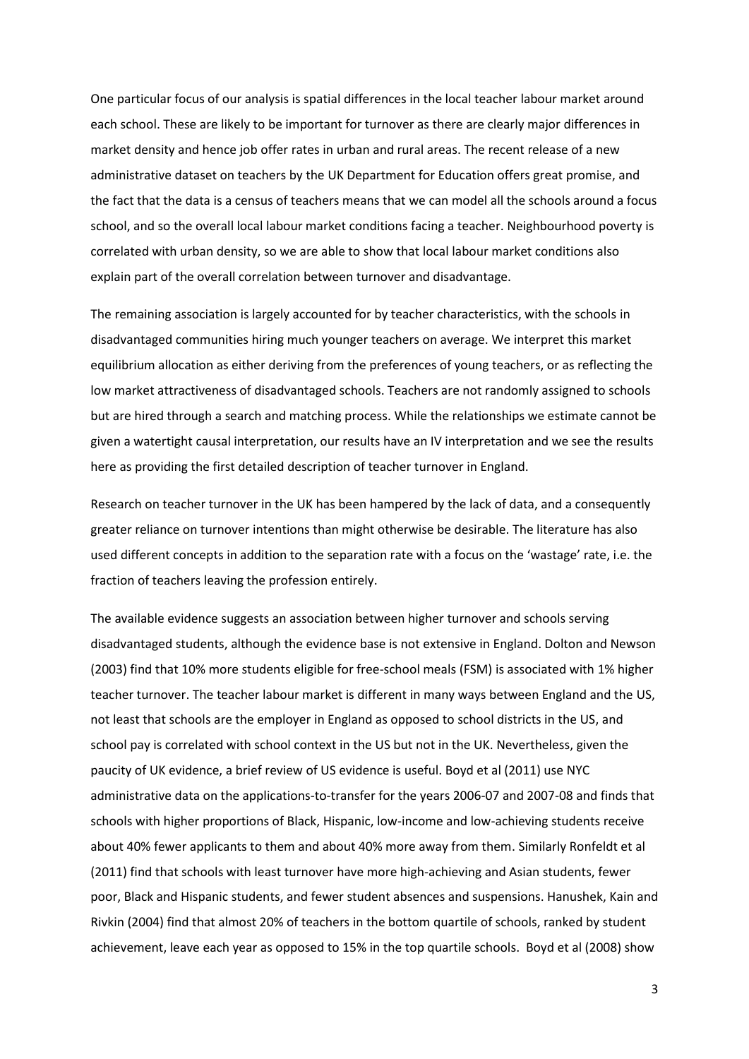One particular focus of our analysis is spatial differences in the local teacher labour market around each school. These are likely to be important for turnover as there are clearly major differences in market density and hence job offer rates in urban and rural areas. The recent release of a new administrative dataset on teachers by the UK Department for Education offers great promise, and the fact that the data is a census of teachers means that we can model all the schools around a focus school, and so the overall local labour market conditions facing a teacher. Neighbourhood poverty is correlated with urban density, so we are able to show that local labour market conditions also explain part of the overall correlation between turnover and disadvantage.

The remaining association is largely accounted for by teacher characteristics, with the schools in disadvantaged communities hiring much younger teachers on average. We interpret this market equilibrium allocation as either deriving from the preferences of young teachers, or as reflecting the low market attractiveness of disadvantaged schools. Teachers are not randomly assigned to schools but are hired through a search and matching process. While the relationships we estimate cannot be given a watertight causal interpretation, our results have an IV interpretation and we see the results here as providing the first detailed description of teacher turnover in England.

Research on teacher turnover in the UK has been hampered by the lack of data, and a consequently greater reliance on turnover intentions than might otherwise be desirable. The literature has also used different concepts in addition to the separation rate with a focus on the 'wastage' rate, i.e. the fraction of teachers leaving the profession entirely.

The available evidence suggests an association between higher turnover and schools serving disadvantaged students, although the evidence base is not extensive in England. Dolton and Newson (2003) find that 10% more students eligible for free-school meals (FSM) is associated with 1% higher teacher turnover. The teacher labour market is different in many ways between England and the US, not least that schools are the employer in England as opposed to school districts in the US, and school pay is correlated with school context in the US but not in the UK. Nevertheless, given the paucity of UK evidence, a brief review of US evidence is useful. Boyd et al (2011) use NYC administrative data on the applications-to-transfer for the years 2006-07 and 2007-08 and finds that schools with higher proportions of Black, Hispanic, low-income and low-achieving students receive about 40% fewer applicants to them and about 40% more away from them. Similarly Ronfeldt et al (2011) find that schools with least turnover have more high-achieving and Asian students, fewer poor, Black and Hispanic students, and fewer student absences and suspensions. Hanushek, Kain and Rivkin (2004) find that almost 20% of teachers in the bottom quartile of schools, ranked by student achievement, leave each year as opposed to 15% in the top quartile schools. Boyd et al (2008) show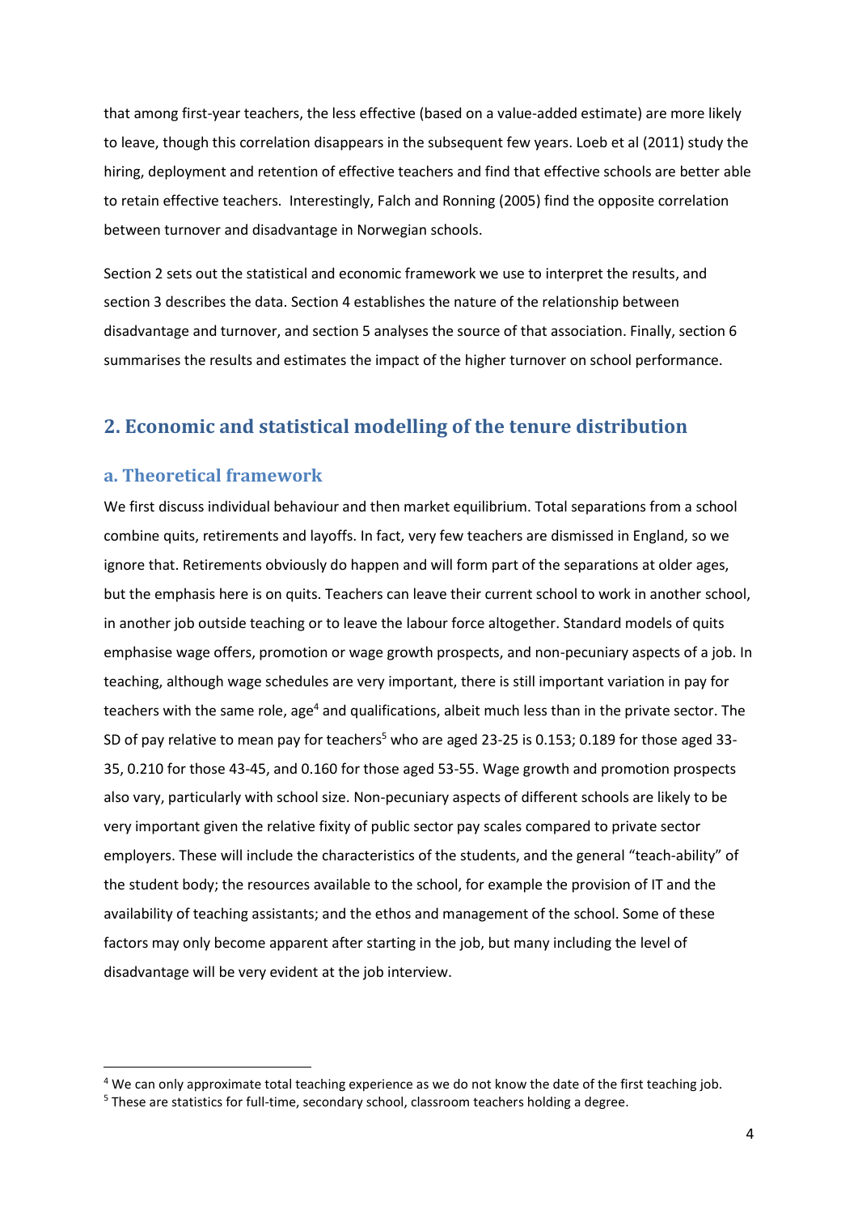that among first-year teachers, the less effective (based on a value-added estimate) are more likely to leave, though this correlation disappears in the subsequent few years. Loeb et al (2011) study the hiring, deployment and retention of effective teachers and find that effective schools are better able to retain effective teachers. Interestingly, Falch and Ronning (2005) find the opposite correlation between turnover and disadvantage in Norwegian schools.

Section 2 sets out the statistical and economic framework we use to interpret the results, and section 3 describes the data. Section 4 establishes the nature of the relationship between disadvantage and turnover, and section 5 analyses the source of that association. Finally, section 6 summarises the results and estimates the impact of the higher turnover on school performance.

## 2. Economic and statistical modelling of the tenure distribution

### a. Theoretical framework

We first discuss individual behaviour and then market equilibrium. Total separations from a school combine quits, retirements and layoffs. In fact, very few teachers are dismissed in England, so we ignore that. Retirements obviously do happen and will form part of the separations at older ages, but the emphasis here is on quits. Teachers can leave their current school to work in another school, in another job outside teaching or to leave the labour force altogether. Standard models of quits emphasise wage offers, promotion or wage growth prospects, and non-pecuniary aspects of a job. In teaching, although wage schedules are very important, there is still important variation in pay for teachers with the same role, age[4] and qualifications, albeit much less than in the private sector. The SD of pay relative to mean pay for teachers[5] who are aged 23-25 is 0.153; 0.189 for those aged 33-35, 0.210 for those 43-45, and 0.160 for those aged 53-55. Wage growth and promotion prospects also vary, particularly with school size. Non-pecuniary aspects of different schools are likely to be very important given the relative fixity of public sector pay scales compared to private sector employers. These will include the characteristics of the students, and the general "teach-ability" of the student body; the resources available to the school, for example the provision of IT and the availability of teaching assistants; and the ethos and management of the school. Some of these factors may only become apparent after starting in the job, but many including the level of disadvantage will be very evident at the job interview.

---

[4] We can only approximate total teaching experience as we do not know the date of the first teaching job.

[5] These are statistics for full-time, secondary school, classroom teachers holding a degree.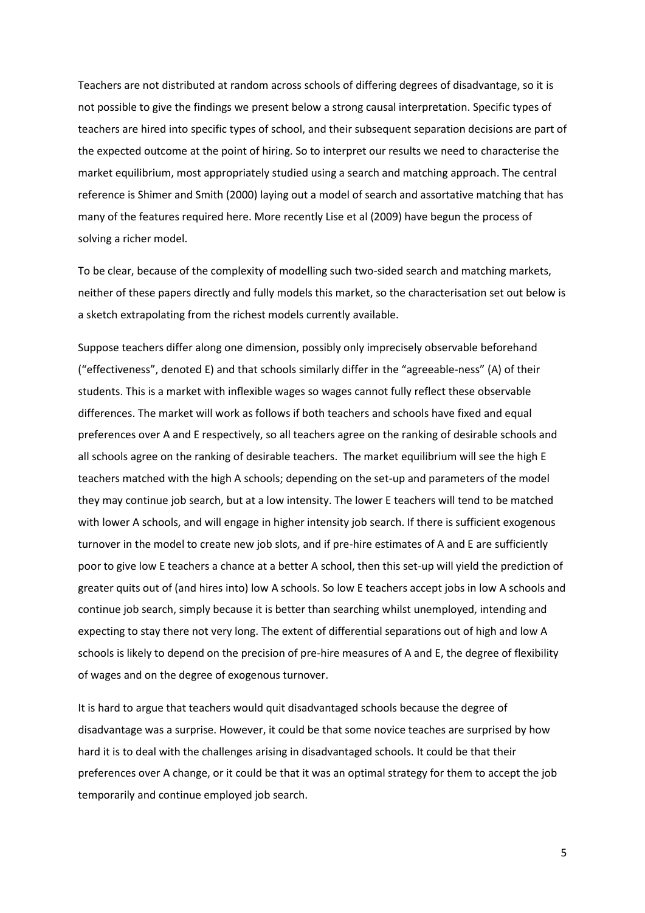Teachers are not distributed at random across schools of differing degrees of disadvantage, so it is not possible to give the findings we present below a strong causal interpretation. Specific types of teachers are hired into specific types of school, and their subsequent separation decisions are part of the expected outcome at the point of hiring. So to interpret our results we need to characterise the market equilibrium, most appropriately studied using a search and matching approach. The central reference is Shimer and Smith (2000) laying out a model of search and assortative matching that has many of the features required here. More recently Lise et al (2009) have begun the process of solving a richer model.

To be clear, because of the complexity of modelling such two-sided search and matching markets, neither of these papers directly and fully models this market, so the characterisation set out below is a sketch extrapolating from the richest models currently available.

Suppose teachers differ along one dimension, possibly only imprecisely observable beforehand ("effectiveness", denoted E) and that schools similarly differ in the "agreeable-ness" (A) of their students. This is a market with inflexible wages so wages cannot fully reflect these observable differences. The market will work as follows if both teachers and schools have fixed and equal preferences over A and E respectively, so all teachers agree on the ranking of desirable schools and all schools agree on the ranking of desirable teachers. The market equilibrium will see the high E teachers matched with the high A schools; depending on the set-up and parameters of the model they may continue job search, but at a low intensity. The lower E teachers will tend to be matched with lower A schools, and will engage in higher intensity job search. If there is sufficient exogenous turnover in the model to create new job slots, and if pre-hire estimates of A and E are sufficiently poor to give low E teachers a chance at a better A school, then this set-up will yield the prediction of greater quits out of (and hires into) low A schools. So low E teachers accept jobs in low A schools and continue job search, simply because it is better than searching whilst unemployed, intending and expecting to stay there not very long. The extent of differential separations out of high and low A schools is likely to depend on the precision of pre-hire measures of A and E, the degree of flexibility of wages and on the degree of exogenous turnover.

It is hard to argue that teachers would quit disadvantaged schools because the degree of disadvantage was a surprise. However, it could be that some novice teaches are surprised by how hard it is to deal with the challenges arising in disadvantaged schools. It could be that their preferences over A change, or it could be that it was an optimal strategy for them to accept the job temporarily and continue employed job search.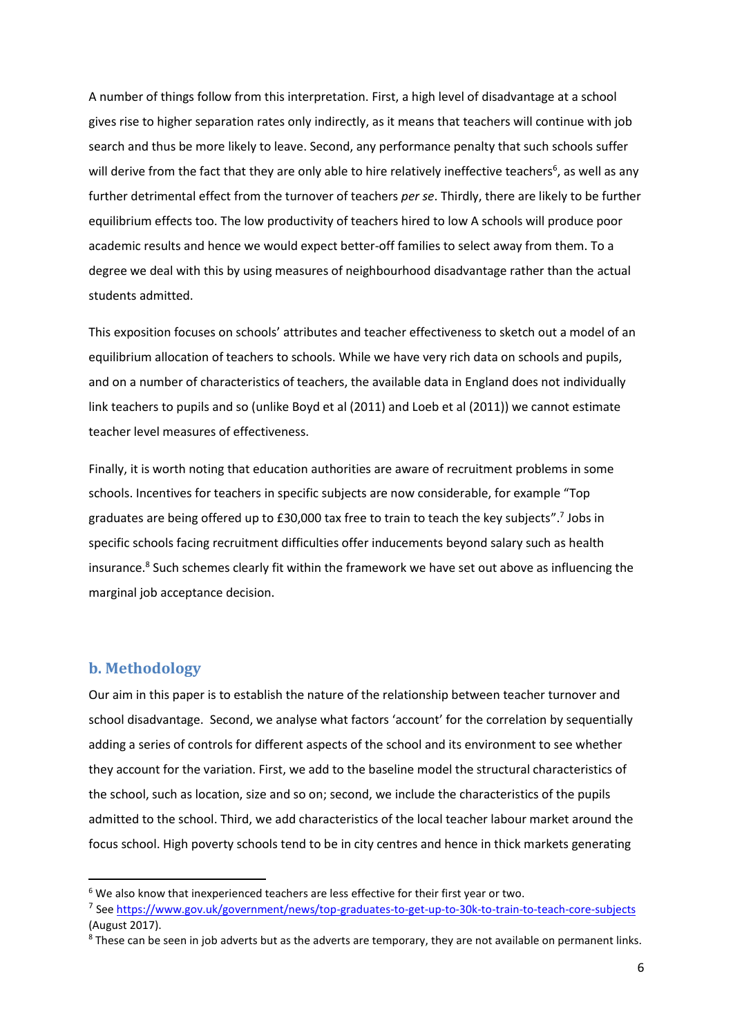A number of things follow from this interpretation. First, a high level of disadvantage at a school gives rise to higher separation rates only indirectly, as it means that teachers will continue with job search and thus be more likely to leave. Second, any performance penalty that such schools suffer will derive from the fact that they are only able to hire relatively ineffective teachers[6], as well as any further detrimental effect from the turnover of teachers *per se*. Thirdly, there are likely to be further equilibrium effects too. The low productivity of teachers hired to low A schools will produce poor academic results and hence we would expect better-off families to select away from them. To a degree we deal with this by using measures of neighbourhood disadvantage rather than the actual students admitted.

This exposition focuses on schools' attributes and teacher effectiveness to sketch out a model of an equilibrium allocation of teachers to schools. While we have very rich data on schools and pupils, and on a number of characteristics of teachers, the available data in England does not individually link teachers to pupils and so (unlike Boyd et al (2011) and Loeb et al (2011)) we cannot estimate teacher level measures of effectiveness.

Finally, it is worth noting that education authorities are aware of recruitment problems in some schools. Incentives for teachers in specific subjects are now considerable, for example "Top graduates are being offered up to £30,000 tax free to train to teach the key subjects".[7] Jobs in specific schools facing recruitment difficulties offer inducements beyond salary such as health insurance.[8] Such schemes clearly fit within the framework we have set out above as influencing the marginal job acceptance decision.

## b. Methodology

Our aim in this paper is to establish the nature of the relationship between teacher turnover and school disadvantage. Second, we analyse what factors 'account' for the correlation by sequentially adding a series of controls for different aspects of the school and its environment to see whether they account for the variation. First, we add to the baseline model the structural characteristics of the school, such as location, size and so on; second, we include the characteristics of the pupils admitted to the school. Third, we add characteristics of the local teacher labour market around the focus school. High poverty schools tend to be in city centres and hence in thick markets generating

---

[6] We also know that inexperienced teachers are less effective for their first year or two.

[7] See https://www.gov.uk/government/news/top-graduates-to-get-up-to-30k-to-train-to-teach-core-subjects (August 2017).

[8] These can be seen in job adverts but as the adverts are temporary, they are not available on permanent links.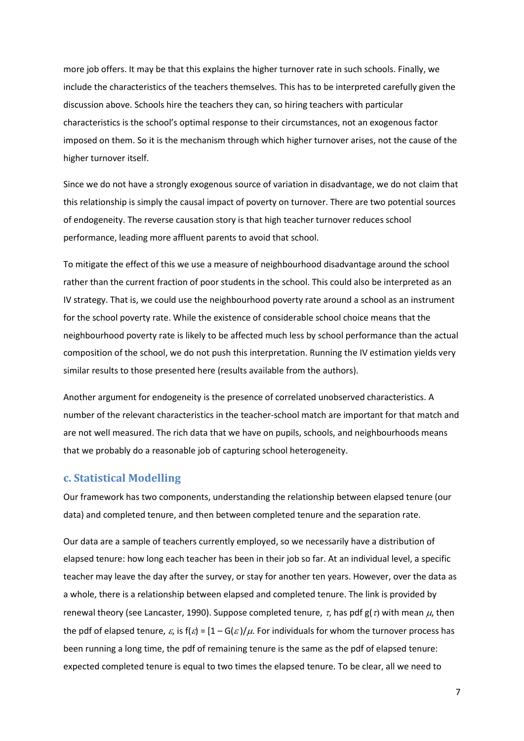more job offers. It may be that this explains the higher turnover rate in such schools. Finally, we include the characteristics of the teachers themselves. This has to be interpreted carefully given the discussion above. Schools hire the teachers they can, so hiring teachers with particular characteristics is the school's optimal response to their circumstances, not an exogenous factor imposed on them. So it is the mechanism through which higher turnover arises, not the cause of the higher turnover itself.

Since we do not have a strongly exogenous source of variation in disadvantage, we do not claim that this relationship is simply the causal impact of poverty on turnover. There are two potential sources of endogeneity. The reverse causation story is that high teacher turnover reduces school performance, leading more affluent parents to avoid that school.

To mitigate the effect of this we use a measure of neighbourhood disadvantage around the school rather than the current fraction of poor students in the school. This could also be interpreted as an IV strategy. That is, we could use the neighbourhood poverty rate around a school as an instrument for the school poverty rate. While the existence of considerable school choice means that the neighbourhood poverty rate is likely to be affected much less by school performance than the actual composition of the school, we do not push this interpretation. Running the IV estimation yields very similar results to those presented here (results available from the authors).

Another argument for endogeneity is the presence of correlated unobserved characteristics. A number of the relevant characteristics in the teacher-school match are important for that match and are not well measured. The rich data that we have on pupils, schools, and neighbourhoods means that we probably do a reasonable job of capturing school heterogeneity.

### c. Statistical Modelling

Our framework has two components, understanding the relationship between elapsed tenure (our data) and completed tenure, and then between completed tenure and the separation rate.

Our data are a sample of teachers currently employed, so we necessarily have a distribution of elapsed tenure: how long each teacher has been in their job so far. At an individual level, a specific teacher may leave the day after the survey, or stay for another ten years. However, over the data as a whole, there is a relationship between elapsed and completed tenure. The link is provided by renewal theory (see Lancaster, 1990). Suppose completed tenure, $\tau$, has pdf $g(\tau)$ with mean $\mu$, then the pdf of elapsed tenure, $\varepsilon$, is $f(\varepsilon) = [1 - G(\varepsilon)]/\mu$. For individuals for whom the turnover process has been running a long time, the pdf of remaining tenure is the same as the pdf of elapsed tenure: expected completed tenure is equal to two times the elapsed tenure. To be clear, all we need to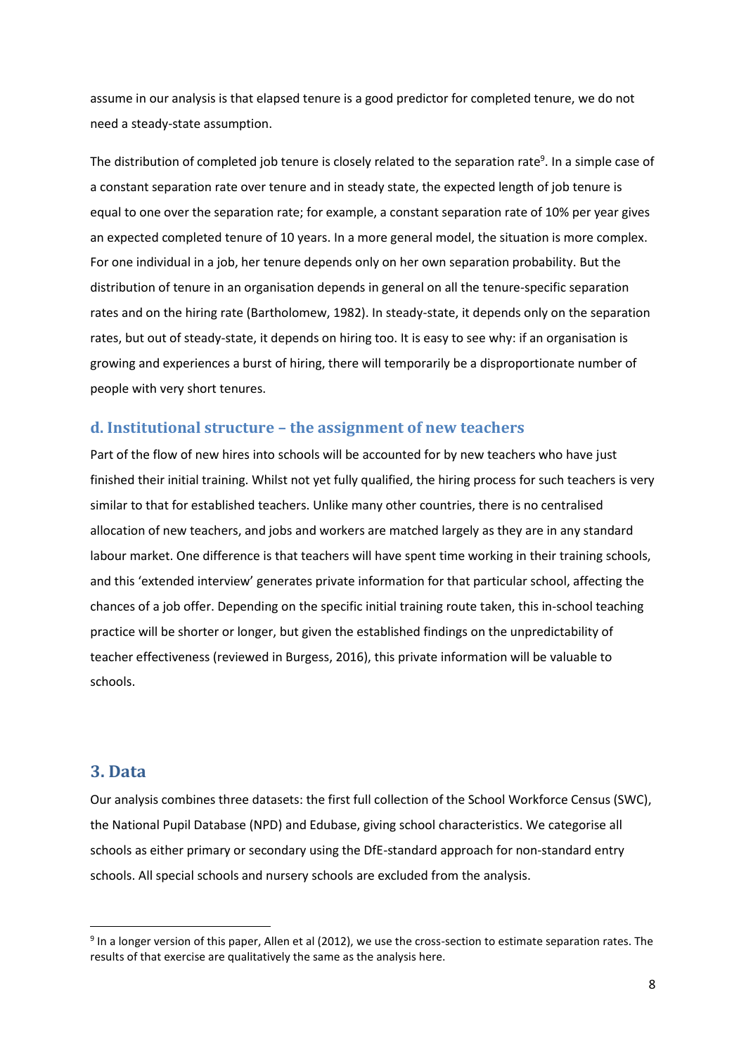assume in our analysis is that elapsed tenure is a good predictor for completed tenure, we do not need a steady-state assumption.

The distribution of completed job tenure is closely related to the separation rate[9]. In a simple case of a constant separation rate over tenure and in steady state, the expected length of job tenure is equal to one over the separation rate; for example, a constant separation rate of 10% per year gives an expected completed tenure of 10 years. In a more general model, the situation is more complex. For one individual in a job, her tenure depends only on her own separation probability. But the distribution of tenure in an organisation depends in general on all the tenure-specific separation rates and on the hiring rate (Bartholomew, 1982). In steady-state, it depends only on the separation rates, but out of steady-state, it depends on hiring too. It is easy to see why: if an organisation is growing and experiences a burst of hiring, there will temporarily be a disproportionate number of people with very short tenures.

### d. Institutional structure – the assignment of new teachers

Part of the flow of new hires into schools will be accounted for by new teachers who have just finished their initial training. Whilst not yet fully qualified, the hiring process for such teachers is very similar to that for established teachers. Unlike many other countries, there is no centralised allocation of new teachers, and jobs and workers are matched largely as they are in any standard labour market. One difference is that teachers will have spent time working in their training schools, and this 'extended interview' generates private information for that particular school, affecting the chances of a job offer. Depending on the specific initial training route taken, this in-school teaching practice will be shorter or longer, but given the established findings on the unpredictability of teacher effectiveness (reviewed in Burgess, 2016), this private information will be valuable to schools.

## 3. Data

Our analysis combines three datasets: the first full collection of the School Workforce Census (SWC), the National Pupil Database (NPD) and Edubase, giving school characteristics. We categorise all schools as either primary or secondary using the DfE-standard approach for non-standard entry schools. All special schools and nursery schools are excluded from the analysis.

[9] In a longer version of this paper, Allen et al (2012), we use the cross-section to estimate separation rates. The results of that exercise are qualitatively the same as the analysis here.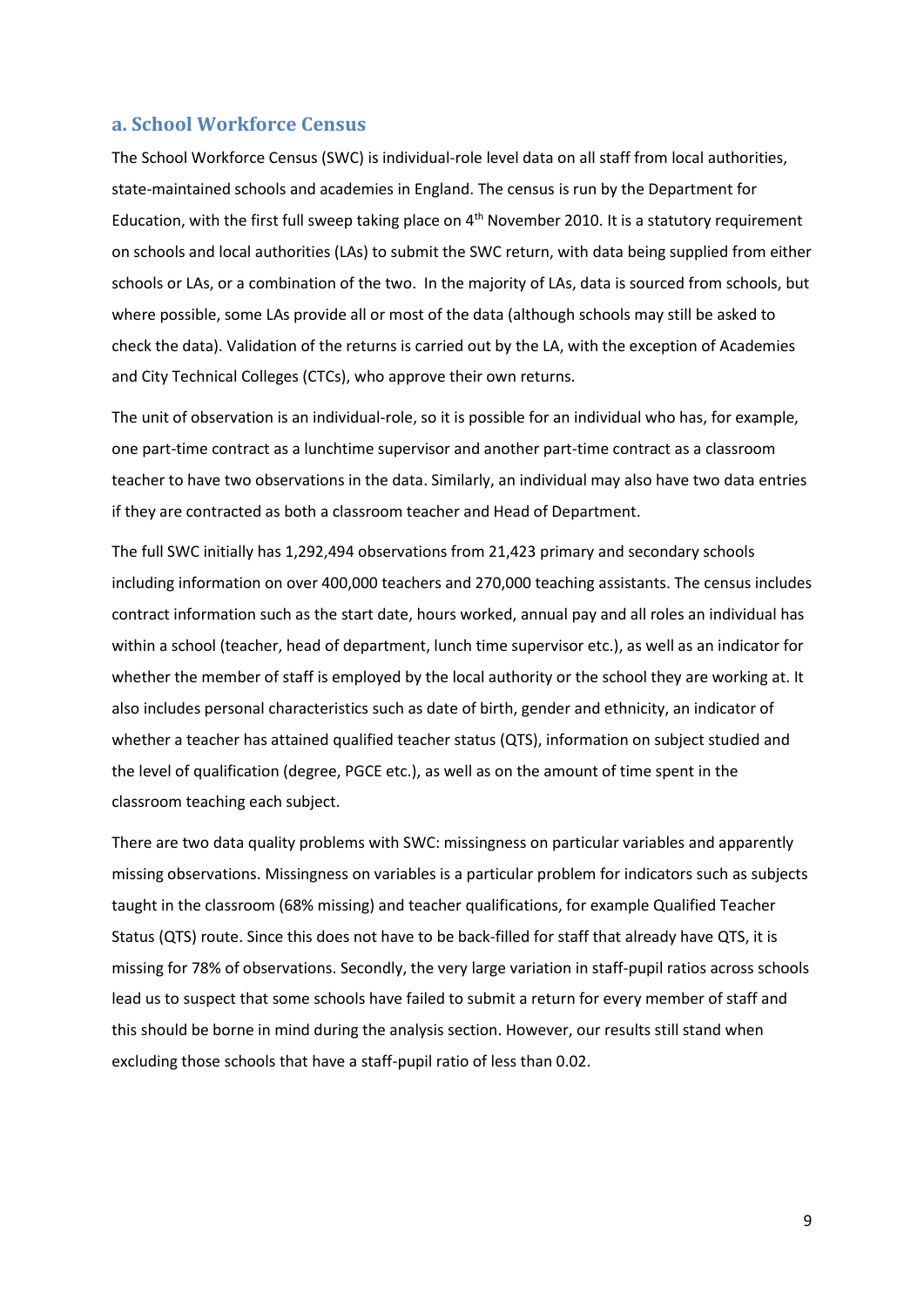## a. School Workforce Census

The School Workforce Census (SWC) is individual-role level data on all staff from local authorities, state-maintained schools and academies in England. The census is run by the Department for Education, with the first full sweep taking place on 4th November 2010. It is a statutory requirement on schools and local authorities (LAs) to submit the SWC return, with data being supplied from either schools or LAs, or a combination of the two. In the majority of LAs, data is sourced from schools, but where possible, some LAs provide all or most of the data (although schools may still be asked to check the data). Validation of the returns is carried out by the LA, with the exception of Academies and City Technical Colleges (CTCs), who approve their own returns.

The unit of observation is an individual-role, so it is possible for an individual who has, for example, one part-time contract as a lunchtime supervisor and another part-time contract as a classroom teacher to have two observations in the data. Similarly, an individual may also have two data entries if they are contracted as both a classroom teacher and Head of Department.

The full SWC initially has 1,292,494 observations from 21,423 primary and secondary schools including information on over 400,000 teachers and 270,000 teaching assistants. The census includes contract information such as the start date, hours worked, annual pay and all roles an individual has within a school (teacher, head of department, lunch time supervisor etc.), as well as an indicator for whether the member of staff is employed by the local authority or the school they are working at. It also includes personal characteristics such as date of birth, gender and ethnicity, an indicator of whether a teacher has attained qualified teacher status (QTS), information on subject studied and the level of qualification (degree, PGCE etc.), as well as on the amount of time spent in the classroom teaching each subject.

There are two data quality problems with SWC: missingness on particular variables and apparently missing observations. Missingness on variables is a particular problem for indicators such as subjects taught in the classroom (68% missing) and teacher qualifications, for example Qualified Teacher Status (QTS) route. Since this does not have to be back-filled for staff that already have QTS, it is missing for 78% of observations. Secondly, the very large variation in staff-pupil ratios across schools lead us to suspect that some schools have failed to submit a return for every member of staff and this should be borne in mind during the analysis section. However, our results still stand when excluding those schools that have a staff-pupil ratio of less than 0.02.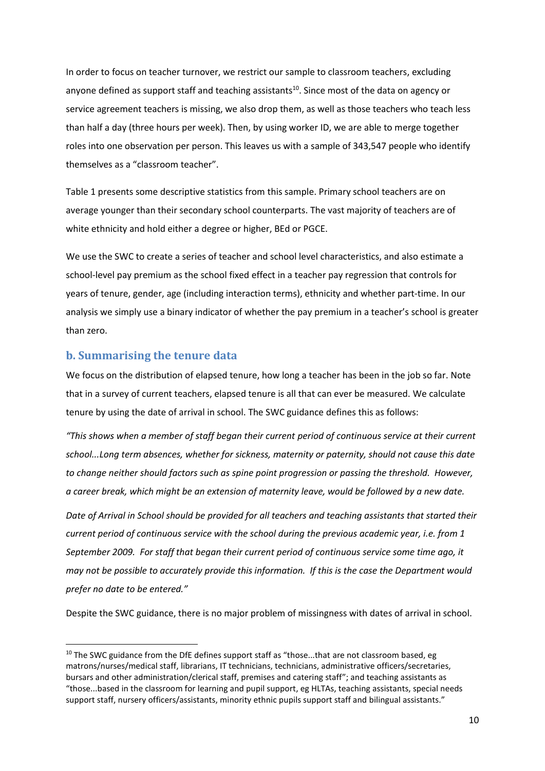In order to focus on teacher turnover, we restrict our sample to classroom teachers, excluding anyone defined as support staff and teaching assistants[10]. Since most of the data on agency or service agreement teachers is missing, we also drop them, as well as those teachers who teach less than half a day (three hours per week). Then, by using worker ID, we are able to merge together roles into one observation per person. This leaves us with a sample of 343,547 people who identify themselves as a "classroom teacher".

Table 1 presents some descriptive statistics from this sample. Primary school teachers are on average younger than their secondary school counterparts. The vast majority of teachers are of white ethnicity and hold either a degree or higher, BEd or PGCE.

We use the SWC to create a series of teacher and school level characteristics, and also estimate a school-level pay premium as the school fixed effect in a teacher pay regression that controls for years of tenure, gender, age (including interaction terms), ethnicity and whether part-time. In our analysis we simply use a binary indicator of whether the pay premium in a teacher's school is greater than zero.

## b. Summarising the tenure data

We focus on the distribution of elapsed tenure, how long a teacher has been in the job so far. Note that in a survey of current teachers, elapsed tenure is all that can ever be measured. We calculate tenure by using the date of arrival in school. The SWC guidance defines this as follows:

*"This shows when a member of staff began their current period of continuous service at their current school...Long term absences, whether for sickness, maternity or paternity, should not cause this date to change neither should factors such as spine point progression or passing the threshold. However, a career break, which might be an extension of maternity leave, would be followed by a new date.*

*Date of Arrival in School should be provided for all teachers and teaching assistants that started their current period of continuous service with the school during the previous academic year, i.e. from 1 September 2009. For staff that began their current period of continuous service some time ago, it may not be possible to accurately provide this information. If this is the case the Department would prefer no date to be entered."*

Despite the SWC guidance, there is no major problem of missingness with dates of arrival in school.

---

[10] The SWC guidance from the DfE defines support staff as "those...that are not classroom based, eg matrons/nurses/medical staff, librarians, IT technicians, technicians, administrative officers/secretaries, bursars and other administration/clerical staff, premises and catering staff"; and teaching assistants as "those...based in the classroom for learning and pupil support, eg HLTAs, teaching assistants, special needs support staff, nursery officers/assistants, minority ethnic pupils support staff and bilingual assistants."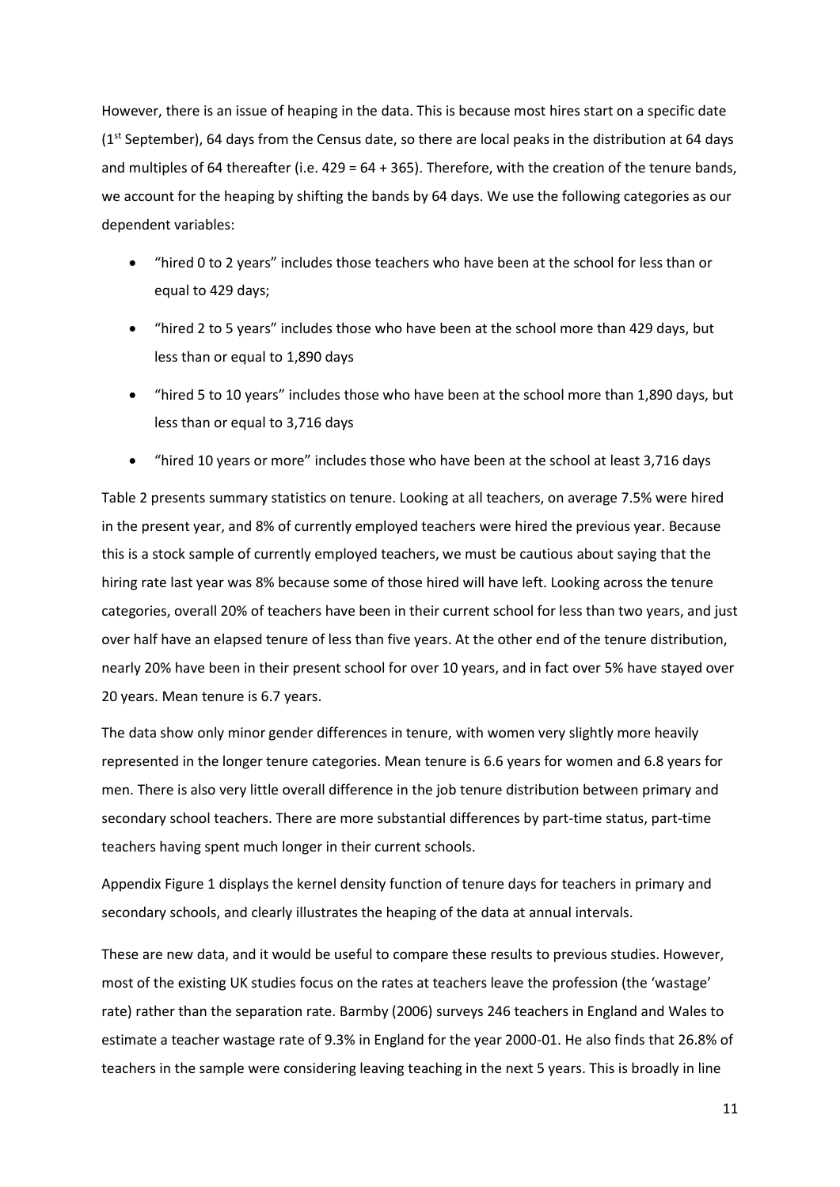However, there is an issue of heaping in the data. This is because most hires start on a specific date (1st September), 64 days from the Census date, so there are local peaks in the distribution at 64 days and multiples of 64 thereafter (i.e. 429 = 64 + 365). Therefore, with the creation of the tenure bands, we account for the heaping by shifting the bands by 64 days. We use the following categories as our dependent variables:

- "hired 0 to 2 years" includes those teachers who have been at the school for less than or equal to 429 days;
- "hired 2 to 5 years" includes those who have been at the school more than 429 days, but less than or equal to 1,890 days
- "hired 5 to 10 years" includes those who have been at the school more than 1,890 days, but less than or equal to 3,716 days
- "hired 10 years or more" includes those who have been at the school at least 3,716 days

Table 2 presents summary statistics on tenure. Looking at all teachers, on average 7.5% were hired in the present year, and 8% of currently employed teachers were hired the previous year. Because this is a stock sample of currently employed teachers, we must be cautious about saying that the hiring rate last year was 8% because some of those hired will have left. Looking across the tenure categories, overall 20% of teachers have been in their current school for less than two years, and just over half have an elapsed tenure of less than five years. At the other end of the tenure distribution, nearly 20% have been in their present school for over 10 years, and in fact over 5% have stayed over 20 years. Mean tenure is 6.7 years.

The data show only minor gender differences in tenure, with women very slightly more heavily represented in the longer tenure categories. Mean tenure is 6.6 years for women and 6.8 years for men. There is also very little overall difference in the job tenure distribution between primary and secondary school teachers. There are more substantial differences by part-time status, part-time teachers having spent much longer in their current schools.

Appendix Figure 1 displays the kernel density function of tenure days for teachers in primary and secondary schools, and clearly illustrates the heaping of the data at annual intervals.

These are new data, and it would be useful to compare these results to previous studies. However, most of the existing UK studies focus on the rates at teachers leave the profession (the 'wastage' rate) rather than the separation rate. Barmby (2006) surveys 246 teachers in England and Wales to estimate a teacher wastage rate of 9.3% in England for the year 2000-01. He also finds that 26.8% of teachers in the sample were considering leaving teaching in the next 5 years. This is broadly in line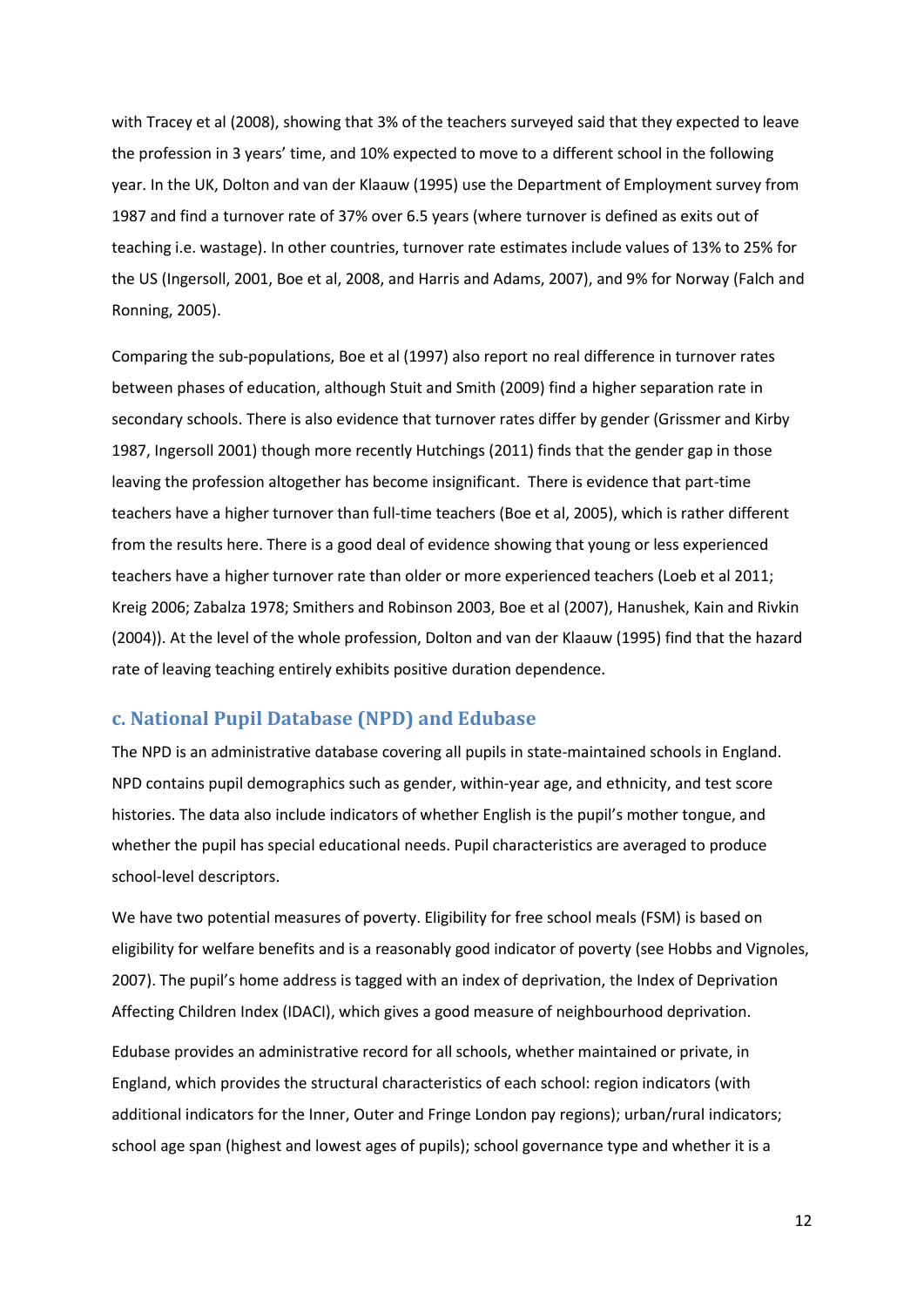with Tracey et al (2008), showing that 3% of the teachers surveyed said that they expected to leave the profession in 3 years' time, and 10% expected to move to a different school in the following year. In the UK, Dolton and van der Klaauw (1995) use the Department of Employment survey from 1987 and find a turnover rate of 37% over 6.5 years (where turnover is defined as exits out of teaching i.e. wastage). In other countries, turnover rate estimates include values of 13% to 25% for the US (Ingersoll, 2001, Boe et al, 2008, and Harris and Adams, 2007), and 9% for Norway (Falch and Ronning, 2005).

Comparing the sub-populations, Boe et al (1997) also report no real difference in turnover rates between phases of education, although Stuit and Smith (2009) find a higher separation rate in secondary schools. There is also evidence that turnover rates differ by gender (Grissmer and Kirby 1987, Ingersoll 2001) though more recently Hutchings (2011) finds that the gender gap in those leaving the profession altogether has become insignificant. There is evidence that part-time teachers have a higher turnover than full-time teachers (Boe et al, 2005), which is rather different from the results here. There is a good deal of evidence showing that young or less experienced teachers have a higher turnover rate than older or more experienced teachers (Loeb et al 2011; Kreig 2006; Zabalza 1978; Smithers and Robinson 2003, Boe et al (2007), Hanushek, Kain and Rivkin (2004)). At the level of the whole profession, Dolton and van der Klaauw (1995) find that the hazard rate of leaving teaching entirely exhibits positive duration dependence.

### c. National Pupil Database (NPD) and Edubase

The NPD is an administrative database covering all pupils in state-maintained schools in England. NPD contains pupil demographics such as gender, within-year age, and ethnicity, and test score histories. The data also include indicators of whether English is the pupil's mother tongue, and whether the pupil has special educational needs. Pupil characteristics are averaged to produce school-level descriptors.

We have two potential measures of poverty. Eligibility for free school meals (FSM) is based on eligibility for welfare benefits and is a reasonably good indicator of poverty (see Hobbs and Vignoles, 2007). The pupil's home address is tagged with an index of deprivation, the Index of Deprivation Affecting Children Index (IDACI), which gives a good measure of neighbourhood deprivation.

Edubase provides an administrative record for all schools, whether maintained or private, in England, which provides the structural characteristics of each school: region indicators (with additional indicators for the Inner, Outer and Fringe London pay regions); urban/rural indicators; school age span (highest and lowest ages of pupils); school governance type and whether it is a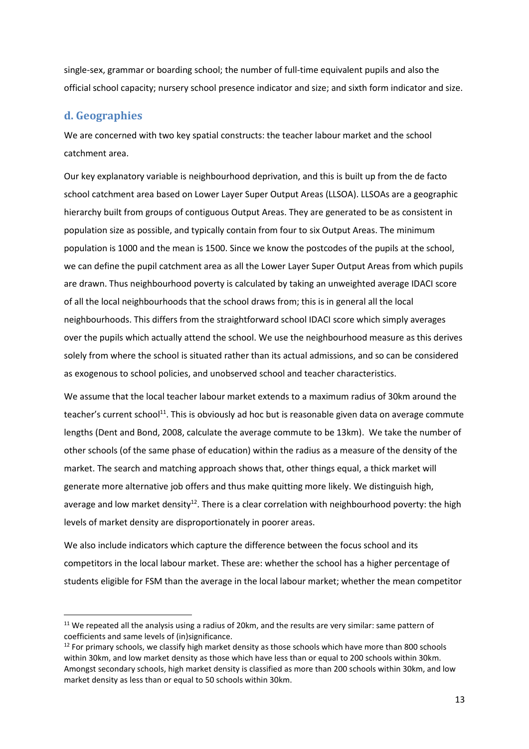single-sex, grammar or boarding school; the number of full-time equivalent pupils and also the official school capacity; nursery school presence indicator and size; and sixth form indicator and size.

### d. Geographies

We are concerned with two key spatial constructs: the teacher labour market and the school catchment area.

Our key explanatory variable is neighbourhood deprivation, and this is built up from the de facto school catchment area based on Lower Layer Super Output Areas (LLSOA). LLSOAs are a geographic hierarchy built from groups of contiguous Output Areas. They are generated to be as consistent in population size as possible, and typically contain from four to six Output Areas. The minimum population is 1000 and the mean is 1500. Since we know the postcodes of the pupils at the school, we can define the pupil catchment area as all the Lower Layer Super Output Areas from which pupils are drawn. Thus neighbourhood poverty is calculated by taking an unweighted average IDACI score of all the local neighbourhoods that the school draws from; this is in general all the local neighbourhoods. This differs from the straightforward school IDACI score which simply averages over the pupils which actually attend the school. We use the neighbourhood measure as this derives solely from where the school is situated rather than its actual admissions, and so can be considered as exogenous to school policies, and unobserved school and teacher characteristics.

We assume that the local teacher labour market extends to a maximum radius of 30km around the teacher's current school[11]. This is obviously ad hoc but is reasonable given data on average commute lengths (Dent and Bond, 2008, calculate the average commute to be 13km). We take the number of other schools (of the same phase of education) within the radius as a measure of the density of the market. The search and matching approach shows that, other things equal, a thick market will generate more alternative job offers and thus make quitting more likely. We distinguish high, average and low market density[12]. There is a clear correlation with neighbourhood poverty: the high levels of market density are disproportionately in poorer areas.

We also include indicators which capture the difference between the focus school and its competitors in the local labour market. These are: whether the school has a higher percentage of students eligible for FSM than the average in the local labour market; whether the mean competitor

[11] We repeated all the analysis using a radius of 20km, and the results are very similar: same pattern of coefficients and same levels of (in)significance.

[12] For primary schools, we classify high market density as those schools which have more than 800 schools within 30km, and low market density as those which have less than or equal to 200 schools within 30km. Amongst secondary schools, high market density is classified as more than 200 schools within 30km, and low market density as less than or equal to 50 schools within 30km.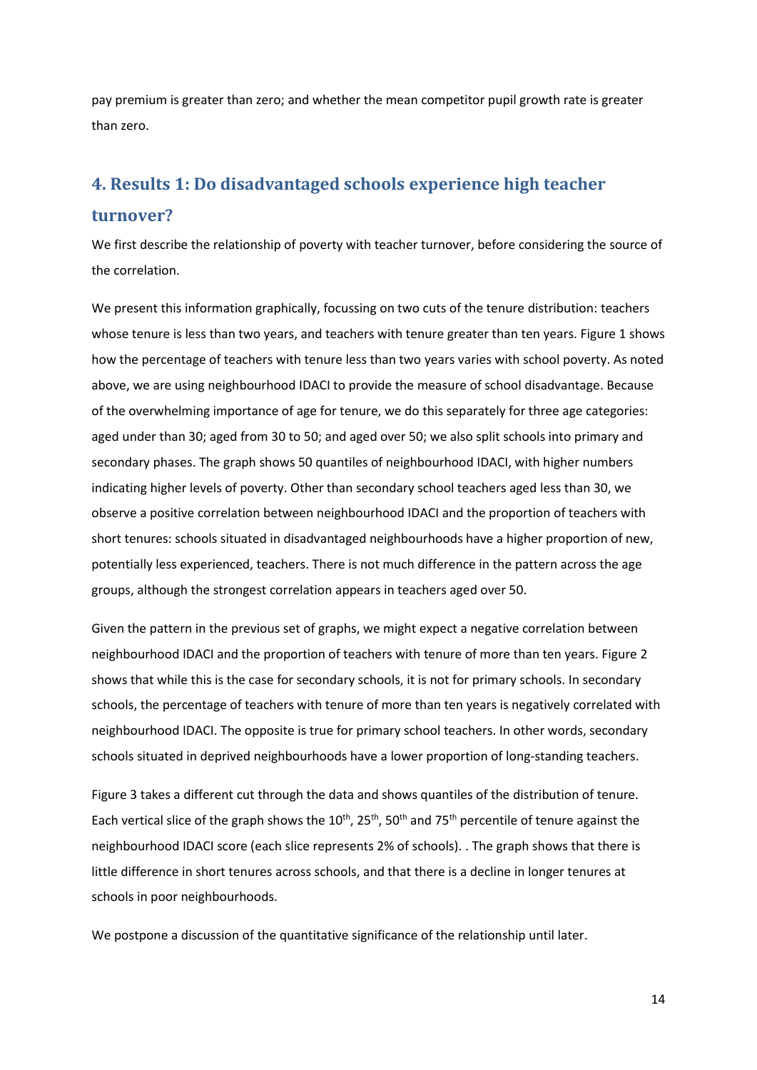pay premium is greater than zero; and whether the mean competitor pupil growth rate is greater than zero.

## 4. Results 1: Do disadvantaged schools experience high teacher turnover?

We first describe the relationship of poverty with teacher turnover, before considering the source of the correlation.

We present this information graphically, focussing on two cuts of the tenure distribution: teachers whose tenure is less than two years, and teachers with tenure greater than ten years. Figure 1 shows how the percentage of teachers with tenure less than two years varies with school poverty. As noted above, we are using neighbourhood IDACI to provide the measure of school disadvantage. Because of the overwhelming importance of age for tenure, we do this separately for three age categories: aged under than 30; aged from 30 to 50; and aged over 50; we also split schools into primary and secondary phases. The graph shows 50 quantiles of neighbourhood IDACI, with higher numbers indicating higher levels of poverty. Other than secondary school teachers aged less than 30, we observe a positive correlation between neighbourhood IDACI and the proportion of teachers with short tenures: schools situated in disadvantaged neighbourhoods have a higher proportion of new, potentially less experienced, teachers. There is not much difference in the pattern across the age groups, although the strongest correlation appears in teachers aged over 50.

Given the pattern in the previous set of graphs, we might expect a negative correlation between neighbourhood IDACI and the proportion of teachers with tenure of more than ten years. Figure 2 shows that while this is the case for secondary schools, it is not for primary schools. In secondary schools, the percentage of teachers with tenure of more than ten years is negatively correlated with neighbourhood IDACI. The opposite is true for primary school teachers. In other words, secondary schools situated in deprived neighbourhoods have a lower proportion of long-standing teachers.

Figure 3 takes a different cut through the data and shows quantiles of the distribution of tenure. Each vertical slice of the graph shows the 10th, 25th, 50th and 75th percentile of tenure against the neighbourhood IDACI score (each slice represents 2% of schools). . The graph shows that there is little difference in short tenures across schools, and that there is a decline in longer tenures at schools in poor neighbourhoods.

We postpone a discussion of the quantitative significance of the relationship until later.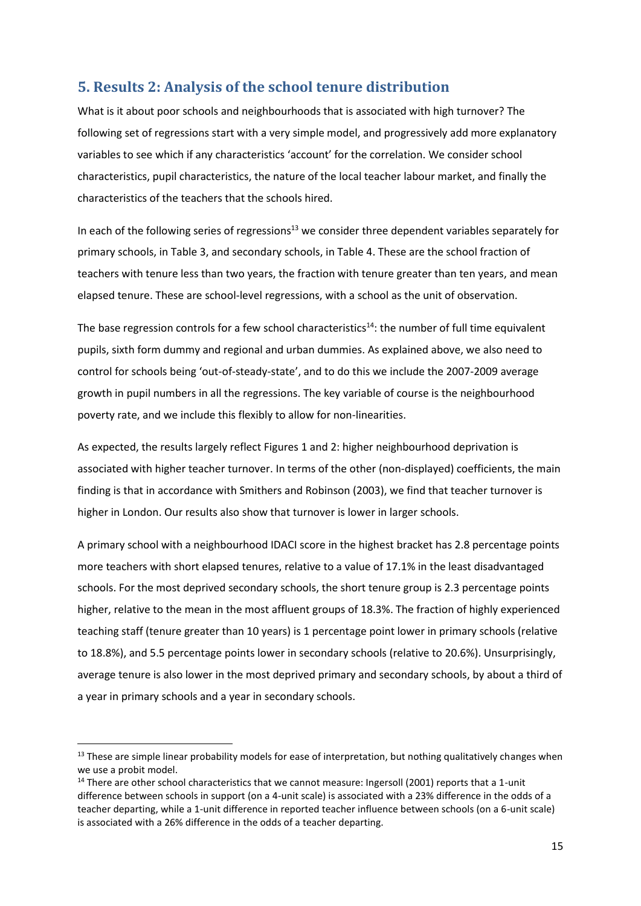## 5. Results 2: Analysis of the school tenure distribution

What is it about poor schools and neighbourhoods that is associated with high turnover? The following set of regressions start with a very simple model, and progressively add more explanatory variables to see which if any characteristics 'account' for the correlation. We consider school characteristics, pupil characteristics, the nature of the local teacher labour market, and finally the characteristics of the teachers that the schools hired.

In each of the following series of regressions[13] we consider three dependent variables separately for primary schools, in Table 3, and secondary schools, in Table 4. These are the school fraction of teachers with tenure less than two years, the fraction with tenure greater than ten years, and mean elapsed tenure. These are school-level regressions, with a school as the unit of observation.

The base regression controls for a few school characteristics[14]: the number of full time equivalent pupils, sixth form dummy and regional and urban dummies. As explained above, we also need to control for schools being 'out-of-steady-state', and to do this we include the 2007-2009 average growth in pupil numbers in all the regressions. The key variable of course is the neighbourhood poverty rate, and we include this flexibly to allow for non-linearities.

As expected, the results largely reflect Figures 1 and 2: higher neighbourhood deprivation is associated with higher teacher turnover. In terms of the other (non-displayed) coefficients, the main finding is that in accordance with Smithers and Robinson (2003), we find that teacher turnover is higher in London. Our results also show that turnover is lower in larger schools.

A primary school with a neighbourhood IDACI score in the highest bracket has 2.8 percentage points more teachers with short elapsed tenures, relative to a value of 17.1% in the least disadvantaged schools. For the most deprived secondary schools, the short tenure group is 2.3 percentage points higher, relative to the mean in the most affluent groups of 18.3%. The fraction of highly experienced teaching staff (tenure greater than 10 years) is 1 percentage point lower in primary schools (relative to 18.8%), and 5.5 percentage points lower in secondary schools (relative to 20.6%). Unsurprisingly, average tenure is also lower in the most deprived primary and secondary schools, by about a third of a year in primary schools and a year in secondary schools.

---

[13] These are simple linear probability models for ease of interpretation, but nothing qualitatively changes when we use a probit model.

[14] There are other school characteristics that we cannot measure: Ingersoll (2001) reports that a 1-unit difference between schools in support (on a 4-unit scale) is associated with a 23% difference in the odds of a teacher departing, while a 1-unit difference in reported teacher influence between schools (on a 6-unit scale) is associated with a 26% difference in the odds of a teacher departing.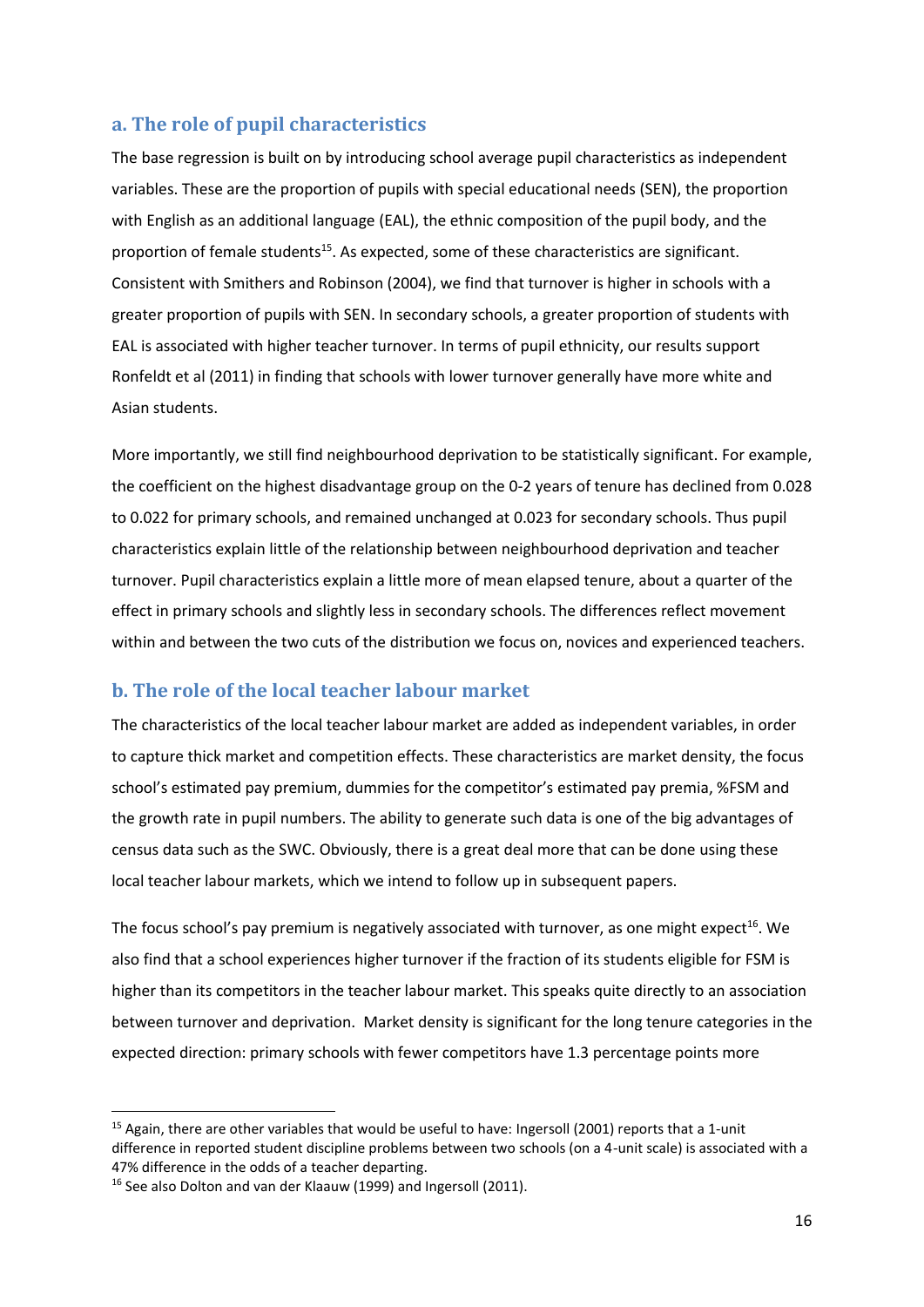### a. The role of pupil characteristics

The base regression is built on by introducing school average pupil characteristics as independent variables. These are the proportion of pupils with special educational needs (SEN), the proportion with English as an additional language (EAL), the ethnic composition of the pupil body, and the proportion of female students[15]. As expected, some of these characteristics are significant. Consistent with Smithers and Robinson (2004), we find that turnover is higher in schools with a greater proportion of pupils with SEN. In secondary schools, a greater proportion of students with EAL is associated with higher teacher turnover. In terms of pupil ethnicity, our results support Ronfeldt et al (2011) in finding that schools with lower turnover generally have more white and Asian students.

More importantly, we still find neighbourhood deprivation to be statistically significant. For example, the coefficient on the highest disadvantage group on the 0-2 years of tenure has declined from 0.028 to 0.022 for primary schools, and remained unchanged at 0.023 for secondary schools. Thus pupil characteristics explain little of the relationship between neighbourhood deprivation and teacher turnover. Pupil characteristics explain a little more of mean elapsed tenure, about a quarter of the effect in primary schools and slightly less in secondary schools. The differences reflect movement within and between the two cuts of the distribution we focus on, novices and experienced teachers.

### b. The role of the local teacher labour market

The characteristics of the local teacher labour market are added as independent variables, in order to capture thick market and competition effects. These characteristics are market density, the focus school's estimated pay premium, dummies for the competitor's estimated pay premia, %FSM and the growth rate in pupil numbers. The ability to generate such data is one of the big advantages of census data such as the SWC. Obviously, there is a great deal more that can be done using these local teacher labour markets, which we intend to follow up in subsequent papers.

The focus school's pay premium is negatively associated with turnover, as one might expect[16]. We also find that a school experiences higher turnover if the fraction of its students eligible for FSM is higher than its competitors in the teacher labour market. This speaks quite directly to an association between turnover and deprivation. Market density is significant for the long tenure categories in the expected direction: primary schools with fewer competitors have 1.3 percentage points more

---

[15] Again, there are other variables that would be useful to have: Ingersoll (2001) reports that a 1-unit difference in reported student discipline problems between two schools (on a 4-unit scale) is associated with a 47% difference in the odds of a teacher departing.

[16] See also Dolton and van der Klaauw (1999) and Ingersoll (2011).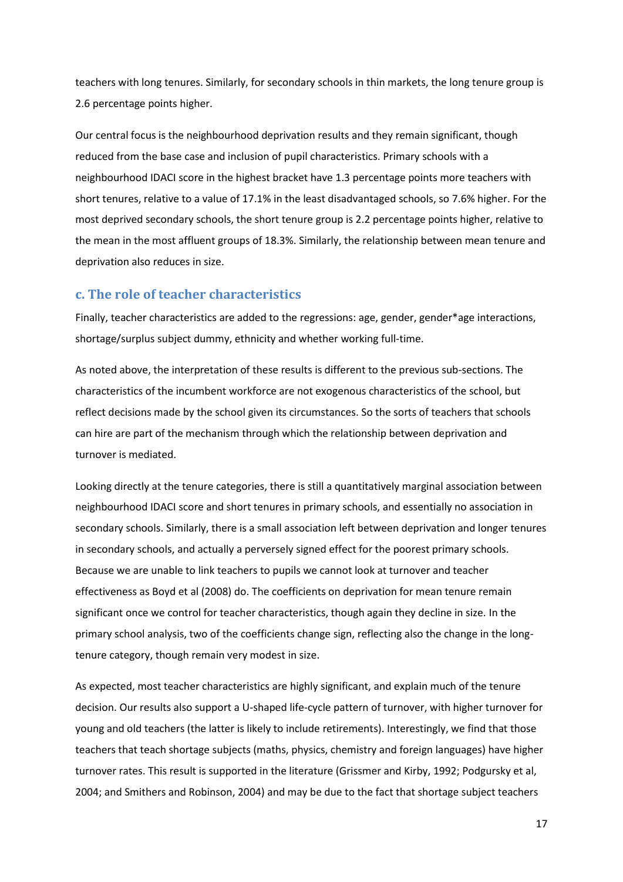teachers with long tenures. Similarly, for secondary schools in thin markets, the long tenure group is 2.6 percentage points higher.

Our central focus is the neighbourhood deprivation results and they remain significant, though reduced from the base case and inclusion of pupil characteristics. Primary schools with a neighbourhood IDACI score in the highest bracket have 1.3 percentage points more teachers with short tenures, relative to a value of 17.1% in the least disadvantaged schools, so 7.6% higher. For the most deprived secondary schools, the short tenure group is 2.2 percentage points higher, relative to the mean in the most affluent groups of 18.3%. Similarly, the relationship between mean tenure and deprivation also reduces in size.

### c. The role of teacher characteristics

Finally, teacher characteristics are added to the regressions: age, gender, gender*age interactions, shortage/surplus subject dummy, ethnicity and whether working full-time.

As noted above, the interpretation of these results is different to the previous sub-sections. The characteristics of the incumbent workforce are not exogenous characteristics of the school, but reflect decisions made by the school given its circumstances. So the sorts of teachers that schools can hire are part of the mechanism through which the relationship between deprivation and turnover is mediated.

Looking directly at the tenure categories, there is still a quantitatively marginal association between neighbourhood IDACI score and short tenures in primary schools, and essentially no association in secondary schools. Similarly, there is a small association left between deprivation and longer tenures in secondary schools, and actually a perversely signed effect for the poorest primary schools. Because we are unable to link teachers to pupils we cannot look at turnover and teacher effectiveness as Boyd et al (2008) do. The coefficients on deprivation for mean tenure remain significant once we control for teacher characteristics, though again they decline in size. In the primary school analysis, two of the coefficients change sign, reflecting also the change in the long-tenure category, though remain very modest in size.

As expected, most teacher characteristics are highly significant, and explain much of the tenure decision. Our results also support a U-shaped life-cycle pattern of turnover, with higher turnover for young and old teachers (the latter is likely to include retirements). Interestingly, we find that those teachers that teach shortage subjects (maths, physics, chemistry and foreign languages) have higher turnover rates. This result is supported in the literature (Grissmer and Kirby, 1992; Podgursky et al, 2004; and Smithers and Robinson, 2004) and may be due to the fact that shortage subject teachers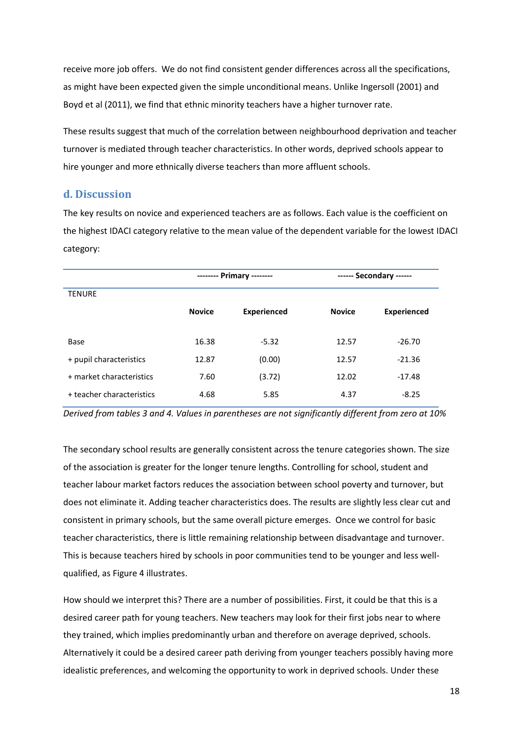receive more job offers. We do not find consistent gender differences across all the specifications, as might have been expected given the simple unconditional means. Unlike Ingersoll (2001) and Boyd et al (2011), we find that ethnic minority teachers have a higher turnover rate.

These results suggest that much of the correlation between neighbourhood deprivation and teacher turnover is mediated through teacher characteristics. In other words, deprived schools appear to hire younger and more ethnically diverse teachers than more affluent schools.

## d. Discussion

The key results on novice and experienced teachers are as follows. Each value is the coefficient on the highest IDACI category relative to the mean value of the dependent variable for the lowest IDACI category:

| | -------- Primary -------- | | ------ Secondary ------ | |
|---|---|---|---|---|
| TENURE | **Novice** | **Experienced** | **Novice** | **Experienced** |
| Base | 16.38 | -5.32 | 12.57 | -26.70 |
| + pupil characteristics | 12.87 | (0.00) | 12.57 | -21.36 |
| + market characteristics | 7.60 | (3.72) | 12.02 | -17.48 |
| + teacher characteristics | 4.68 | 5.85 | 4.37 | -8.25 |

*Derived from tables 3 and 4. Values in parentheses are not significantly different from zero at 10%*

The secondary school results are generally consistent across the tenure categories shown. The size of the association is greater for the longer tenure lengths. Controlling for school, student and teacher labour market factors reduces the association between school poverty and turnover, but does not eliminate it. Adding teacher characteristics does. The results are slightly less clear cut and consistent in primary schools, but the same overall picture emerges. Once we control for basic teacher characteristics, there is little remaining relationship between disadvantage and turnover. This is because teachers hired by schools in poor communities tend to be younger and less well-qualified, as Figure 4 illustrates.

How should we interpret this? There are a number of possibilities. First, it could be that this is a desired career path for young teachers. New teachers may look for their first jobs near to where they trained, which implies predominantly urban and therefore on average deprived, schools. Alternatively it could be a desired career path deriving from younger teachers possibly having more idealistic preferences, and welcoming the opportunity to work in deprived schools. Under these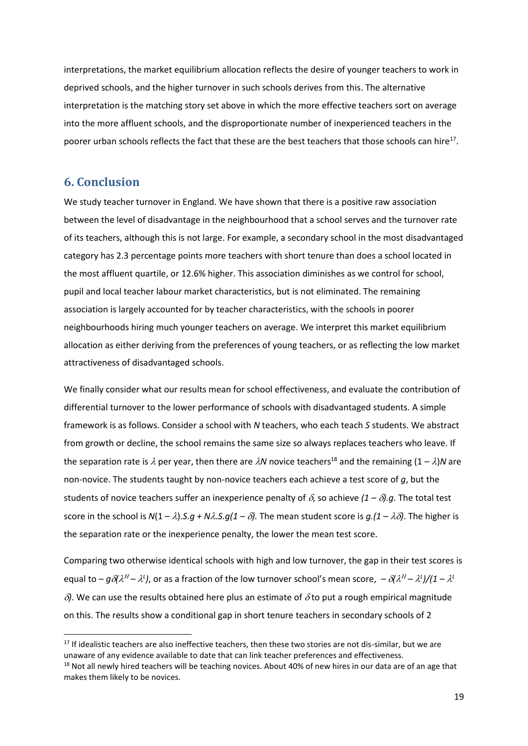interpretations, the market equilibrium allocation reflects the desire of younger teachers to work in deprived schools, and the higher turnover in such schools derives from this. The alternative interpretation is the matching story set above in which the more effective teachers sort on average into the more affluent schools, and the disproportionate number of inexperienced teachers in the poorer urban schools reflects the fact that these are the best teachers that those schools can hire[17].

## 6. Conclusion

We study teacher turnover in England. We have shown that there is a positive raw association between the level of disadvantage in the neighbourhood that a school serves and the turnover rate of its teachers, although this is not large. For example, a secondary school in the most disadvantaged category has 2.3 percentage points more teachers with short tenure than does a school located in the most affluent quartile, or 12.6% higher. This association diminishes as we control for school, pupil and local teacher labour market characteristics, but is not eliminated. The remaining association is largely accounted for by teacher characteristics, with the schools in poorer neighbourhoods hiring much younger teachers on average. We interpret this market equilibrium allocation as either deriving from the preferences of young teachers, or as reflecting the low market attractiveness of disadvantaged schools.

We finally consider what our results mean for school effectiveness, and evaluate the contribution of differential turnover to the lower performance of schools with disadvantaged students. A simple framework is as follows. Consider a school with $N$ teachers, who each teach $S$ students. We abstract from growth or decline, the school remains the same size so always replaces teachers who leave. If the separation rate is $\lambda$ per year, then there are $\lambda N$ novice teachers[18] and the remaining $(1 - \lambda)N$ are non-novice. The students taught by non-novice teachers each achieve a test score of $g$, but the students of novice teachers suffer an inexperience penalty of $\delta$, so achieve $(1 - \delta).g$. The total test score in the school is $N(1 - \lambda).S.g + N\lambda.S.g(1 - \delta)$. The mean student score is $g.(1 - \lambda\delta)$. The higher is the separation rate or the inexperience penalty, the lower the mean test score.

Comparing two otherwise identical schools with high and low turnover, the gap in their test scores is equal to $-g\delta(\lambda^H - \lambda^L)$, or as a fraction of the low turnover school's mean score, $-\delta(\lambda^H - \lambda^L)/(1 - \lambda^L \delta)$. We can use the results obtained here plus an estimate of $\delta$ to put a rough empirical magnitude on this. The results show a conditional gap in short tenure teachers in secondary schools of 2

---

[17] If idealistic teachers are also ineffective teachers, then these two stories are not dis-similar, but we are unaware of any evidence available to date that can link teacher preferences and effectiveness.

[18] Not all newly hired teachers will be teaching novices. About 40% of new hires in our data are of an age that makes them likely to be novices.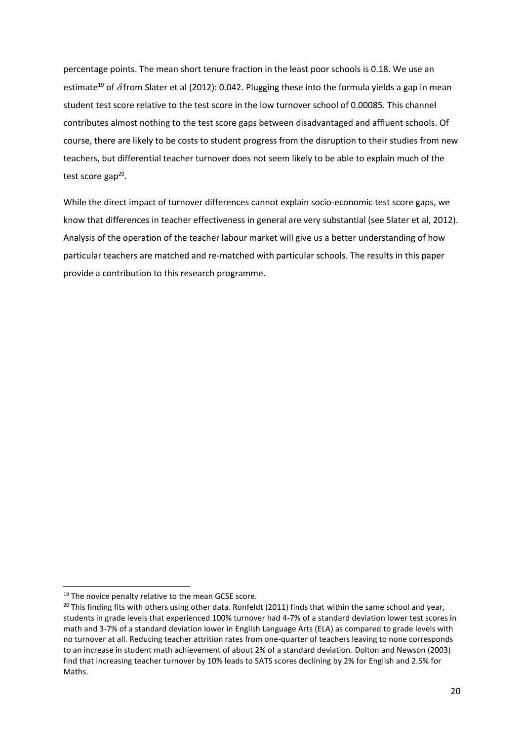percentage points. The mean short tenure fraction in the least poor schools is 0.18. We use an estimate[19] of $\delta$ from Slater et al (2012): 0.042. Plugging these into the formula yields a gap in mean student test score relative to the test score in the low turnover school of 0.00085. This channel contributes almost nothing to the test score gaps between disadvantaged and affluent schools. Of course, there are likely to be costs to student progress from the disruption to their studies from new teachers, but differential teacher turnover does not seem likely to be able to explain much of the test score gap[20].

While the direct impact of turnover differences cannot explain socio-economic test score gaps, we know that differences in teacher effectiveness in general are very substantial (see Slater et al, 2012). Analysis of the operation of the teacher labour market will give us a better understanding of how particular teachers are matched and re-matched with particular schools. The results in this paper provide a contribution to this research programme.

---

[19] The novice penalty relative to the mean GCSE score.

[20] This finding fits with others using other data. Ronfeldt (2011) finds that within the same school and year, students in grade levels that experienced 100% turnover had 4-7% of a standard deviation lower test scores in math and 3-7% of a standard deviation lower in English Language Arts (ELA) as compared to grade levels with no turnover at all. Reducing teacher attrition rates from one-quarter of teachers leaving to none corresponds to an increase in student math achievement of about 2% of a standard deviation. Dolton and Newson (2003) find that increasing teacher turnover by 10% leads to SATS scores declining by 2% for English and 2.5% for Maths.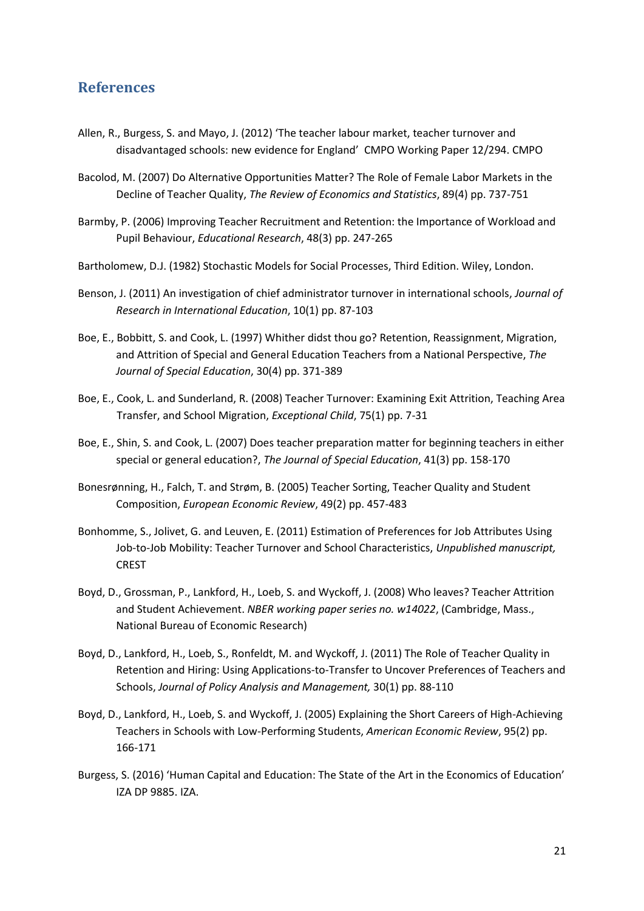## References

Allen, R., Burgess, S. and Mayo, J. (2012) 'The teacher labour market, teacher turnover and disadvantaged schools: new evidence for England' CMPO Working Paper 12/294. CMPO

Bacolod, M. (2007) Do Alternative Opportunities Matter? The Role of Female Labor Markets in the Decline of Teacher Quality, *The Review of Economics and Statistics*, 89(4) pp. 737-751

Barmby, P. (2006) Improving Teacher Recruitment and Retention: the Importance of Workload and Pupil Behaviour, *Educational Research*, 48(3) pp. 247-265

Bartholomew, D.J. (1982) Stochastic Models for Social Processes, Third Edition. Wiley, London.

Benson, J. (2011) An investigation of chief administrator turnover in international schools, *Journal of Research in International Education*, 10(1) pp. 87-103

Boe, E., Bobbitt, S. and Cook, L. (1997) Whither didst thou go? Retention, Reassignment, Migration, and Attrition of Special and General Education Teachers from a National Perspective, *The Journal of Special Education*, 30(4) pp. 371-389

Boe, E., Cook, L. and Sunderland, R. (2008) Teacher Turnover: Examining Exit Attrition, Teaching Area Transfer, and School Migration, *Exceptional Child*, 75(1) pp. 7-31

Boe, E., Shin, S. and Cook, L. (2007) Does teacher preparation matter for beginning teachers in either special or general education?, *The Journal of Special Education*, 41(3) pp. 158-170

Bonesrønning, H., Falch, T. and Strøm, B. (2005) Teacher Sorting, Teacher Quality and Student Composition, *European Economic Review*, 49(2) pp. 457-483

Bonhomme, S., Jolivet, G. and Leuven, E. (2011) Estimation of Preferences for Job Attributes Using Job-to-Job Mobility: Teacher Turnover and School Characteristics, *Unpublished manuscript,* CREST

Boyd, D., Grossman, P., Lankford, H., Loeb, S. and Wyckoff, J. (2008) Who leaves? Teacher Attrition and Student Achievement. *NBER working paper series no. w14022*, (Cambridge, Mass., National Bureau of Economic Research)

Boyd, D., Lankford, H., Loeb, S., Ronfeldt, M. and Wyckoff, J. (2011) The Role of Teacher Quality in Retention and Hiring: Using Applications-to-Transfer to Uncover Preferences of Teachers and Schools, *Journal of Policy Analysis and Management,* 30(1) pp. 88-110

Boyd, D., Lankford, H., Loeb, S. and Wyckoff, J. (2005) Explaining the Short Careers of High-Achieving Teachers in Schools with Low-Performing Students, *American Economic Review*, 95(2) pp. 166-171

Burgess, S. (2016) 'Human Capital and Education: The State of the Art in the Economics of Education' IZA DP 9885. IZA.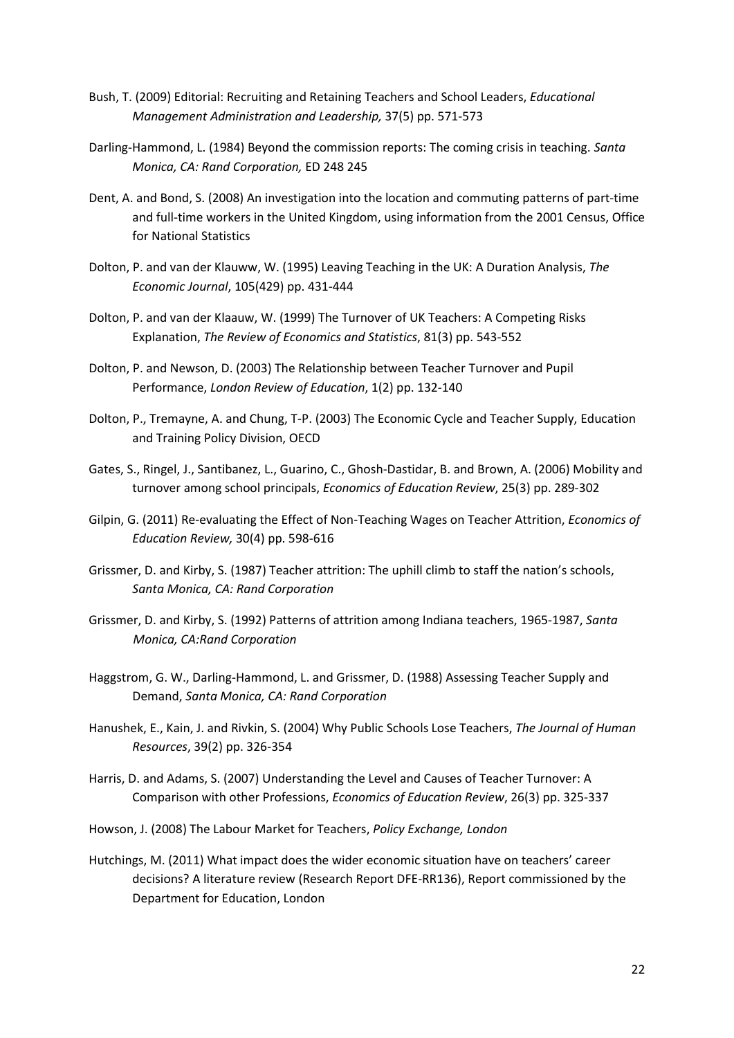Bush, T. (2009) Editorial: Recruiting and Retaining Teachers and School Leaders, *Educational Management Administration and Leadership,* 37(5) pp. 571-573

Darling-Hammond, L. (1984) Beyond the commission reports: The coming crisis in teaching. *Santa Monica, CA: Rand Corporation,* ED 248 245

Dent, A. and Bond, S. (2008) An investigation into the location and commuting patterns of part-time and full-time workers in the United Kingdom, using information from the 2001 Census, Office for National Statistics

Dolton, P. and van der Klauww, W. (1995) Leaving Teaching in the UK: A Duration Analysis, *The Economic Journal*, 105(429) pp. 431-444

Dolton, P. and van der Klaauw, W. (1999) The Turnover of UK Teachers: A Competing Risks Explanation, *The Review of Economics and Statistics*, 81(3) pp. 543-552

Dolton, P. and Newson, D. (2003) The Relationship between Teacher Turnover and Pupil Performance, *London Review of Education*, 1(2) pp. 132-140

Dolton, P., Tremayne, A. and Chung, T-P. (2003) The Economic Cycle and Teacher Supply, Education and Training Policy Division, OECD

Gates, S., Ringel, J., Santibanez, L., Guarino, C., Ghosh-Dastidar, B. and Brown, A. (2006) Mobility and turnover among school principals, *Economics of Education Review*, 25(3) pp. 289-302

Gilpin, G. (2011) Re-evaluating the Effect of Non-Teaching Wages on Teacher Attrition, *Economics of Education Review,* 30(4) pp. 598-616

Grissmer, D. and Kirby, S. (1987) Teacher attrition: The uphill climb to staff the nation's schools, *Santa Monica, CA: Rand Corporation*

Grissmer, D. and Kirby, S. (1992) Patterns of attrition among Indiana teachers, 1965-1987, *Santa Monica, CA:Rand Corporation*

Haggstrom, G. W., Darling-Hammond, L. and Grissmer, D. (1988) Assessing Teacher Supply and Demand, *Santa Monica, CA: Rand Corporation*

Hanushek, E., Kain, J. and Rivkin, S. (2004) Why Public Schools Lose Teachers, *The Journal of Human Resources*, 39(2) pp. 326-354

Harris, D. and Adams, S. (2007) Understanding the Level and Causes of Teacher Turnover: A Comparison with other Professions, *Economics of Education Review*, 26(3) pp. 325-337

Howson, J. (2008) The Labour Market for Teachers, *Policy Exchange, London*

Hutchings, M. (2011) What impact does the wider economic situation have on teachers' career decisions? A literature review (Research Report DFE-RR136), Report commissioned by the Department for Education, London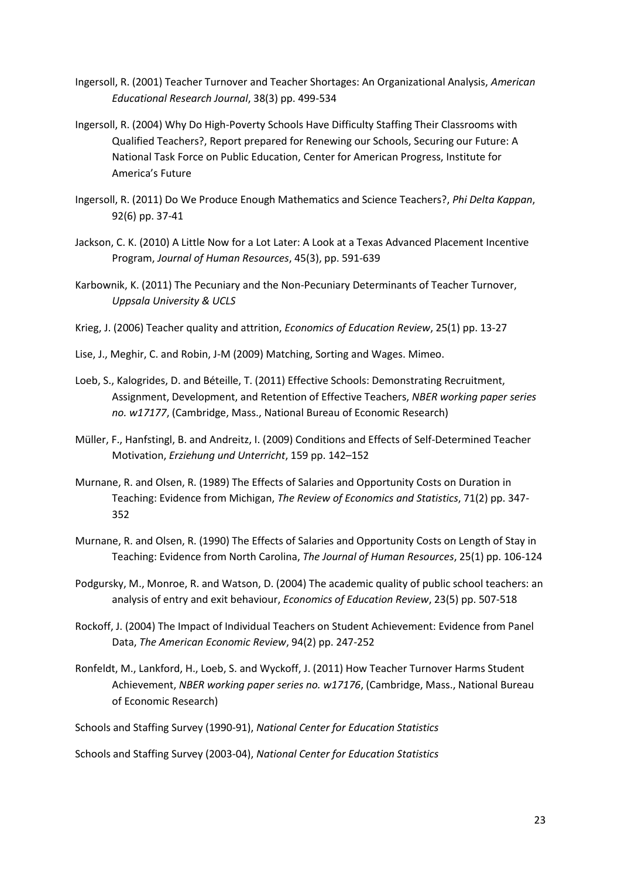Ingersoll, R. (2001) Teacher Turnover and Teacher Shortages: An Organizational Analysis, *American Educational Research Journal*, 38(3) pp. 499-534

Ingersoll, R. (2004) Why Do High-Poverty Schools Have Difficulty Staffing Their Classrooms with Qualified Teachers?, Report prepared for Renewing our Schools, Securing our Future: A National Task Force on Public Education, Center for American Progress, Institute for America's Future

Ingersoll, R. (2011) Do We Produce Enough Mathematics and Science Teachers?, *Phi Delta Kappan*, 92(6) pp. 37-41

Jackson, C. K. (2010) A Little Now for a Lot Later: A Look at a Texas Advanced Placement Incentive Program, *Journal of Human Resources*, 45(3), pp. 591-639

Karbownik, K. (2011) The Pecuniary and the Non-Pecuniary Determinants of Teacher Turnover, *Uppsala University & UCLS*

Krieg, J. (2006) Teacher quality and attrition, *Economics of Education Review*, 25(1) pp. 13-27

Lise, J., Meghir, C. and Robin, J-M (2009) Matching, Sorting and Wages. Mimeo.

Loeb, S., Kalogrides, D. and Béteille, T. (2011) Effective Schools: Demonstrating Recruitment, Assignment, Development, and Retention of Effective Teachers, *NBER working paper series no. w17177*, (Cambridge, Mass., National Bureau of Economic Research)

Müller, F., Hanfstingl, B. and Andreitz, I. (2009) Conditions and Effects of Self-Determined Teacher Motivation, *Erziehung und Unterricht*, 159 pp. 142–152

Murnane, R. and Olsen, R. (1989) The Effects of Salaries and Opportunity Costs on Duration in Teaching: Evidence from Michigan, *The Review of Economics and Statistics*, 71(2) pp. 347-352

Murnane, R. and Olsen, R. (1990) The Effects of Salaries and Opportunity Costs on Length of Stay in Teaching: Evidence from North Carolina, *The Journal of Human Resources*, 25(1) pp. 106-124

Podgursky, M., Monroe, R. and Watson, D. (2004) The academic quality of public school teachers: an analysis of entry and exit behaviour, *Economics of Education Review*, 23(5) pp. 507-518

Rockoff, J. (2004) The Impact of Individual Teachers on Student Achievement: Evidence from Panel Data, *The American Economic Review*, 94(2) pp. 247-252

Ronfeldt, M., Lankford, H., Loeb, S. and Wyckoff, J. (2011) How Teacher Turnover Harms Student Achievement, *NBER working paper series no. w17176*, (Cambridge, Mass., National Bureau of Economic Research)

Schools and Staffing Survey (1990-91), *National Center for Education Statistics*

Schools and Staffing Survey (2003-04), *National Center for Education Statistics*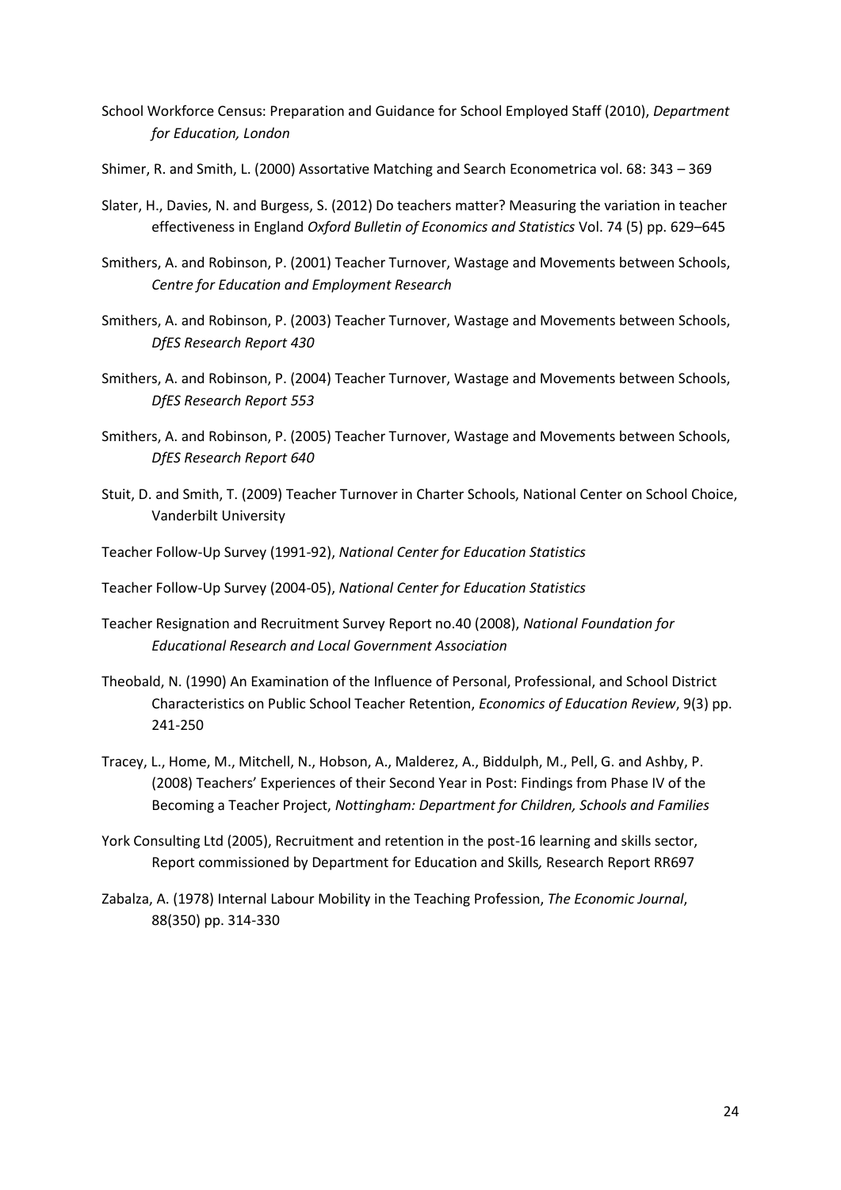School Workforce Census: Preparation and Guidance for School Employed Staff (2010), *Department for Education, London*

Shimer, R. and Smith, L. (2000) Assortative Matching and Search Econometrica vol. 68: 343 – 369

Slater, H., Davies, N. and Burgess, S. (2012) Do teachers matter? Measuring the variation in teacher effectiveness in England *Oxford Bulletin of Economics and Statistics* Vol. 74 (5) pp. 629–645

Smithers, A. and Robinson, P. (2001) Teacher Turnover, Wastage and Movements between Schools, *Centre for Education and Employment Research*

Smithers, A. and Robinson, P. (2003) Teacher Turnover, Wastage and Movements between Schools, *DfES Research Report 430*

Smithers, A. and Robinson, P. (2004) Teacher Turnover, Wastage and Movements between Schools, *DfES Research Report 553*

Smithers, A. and Robinson, P. (2005) Teacher Turnover, Wastage and Movements between Schools, *DfES Research Report 640*

Stuit, D. and Smith, T. (2009) Teacher Turnover in Charter Schools, National Center on School Choice, Vanderbilt University

Teacher Follow-Up Survey (1991-92), *National Center for Education Statistics*

Teacher Follow-Up Survey (2004-05), *National Center for Education Statistics*

Teacher Resignation and Recruitment Survey Report no.40 (2008), *National Foundation for Educational Research and Local Government Association*

Theobald, N. (1990) An Examination of the Influence of Personal, Professional, and School District Characteristics on Public School Teacher Retention, *Economics of Education Review*, 9(3) pp. 241-250

Tracey, L., Home, M., Mitchell, N., Hobson, A., Malderez, A., Biddulph, M., Pell, G. and Ashby, P. (2008) Teachers' Experiences of their Second Year in Post: Findings from Phase IV of the Becoming a Teacher Project, *Nottingham: Department for Children, Schools and Families*

York Consulting Ltd (2005), Recruitment and retention in the post-16 learning and skills sector, Report commissioned by Department for Education and Skills*,* Research Report RR697

Zabalza, A. (1978) Internal Labour Mobility in the Teaching Profession, *The Economic Journal*, 88(350) pp. 314-330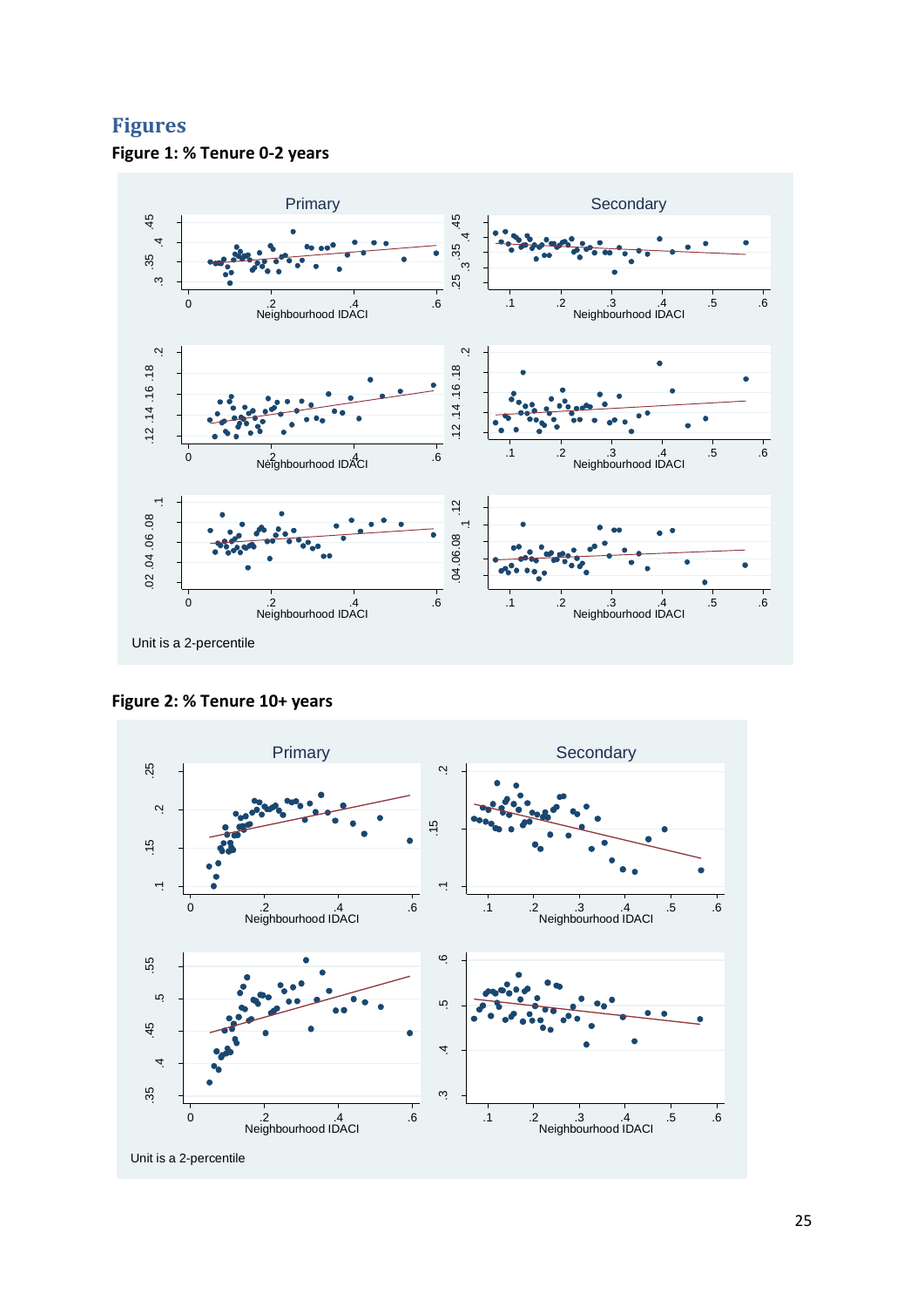# Figures

**Figure 1: % Tenure 0-2 years**

Unit is a 2-percentile

**Figure 2: % Tenure 10+ years**

Unit is a 2-percentile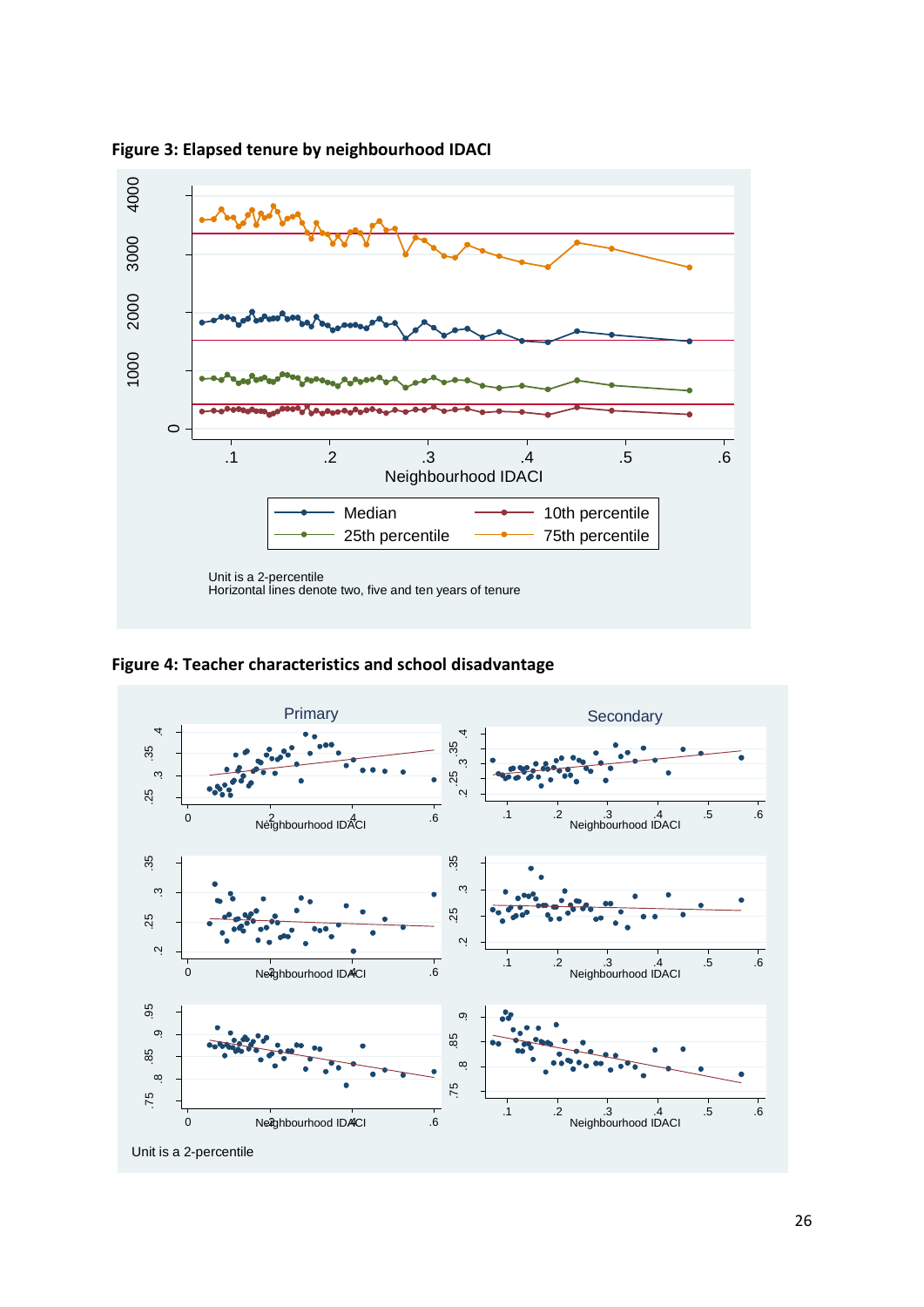**Figure 3: Elapsed tenure by neighbourhood IDACI**

Unit is a 2-percentile
Horizontal lines denote two, five and ten years of tenure

**Figure 4: Teacher characteristics and school disadvantage**

Unit is a 2-percentile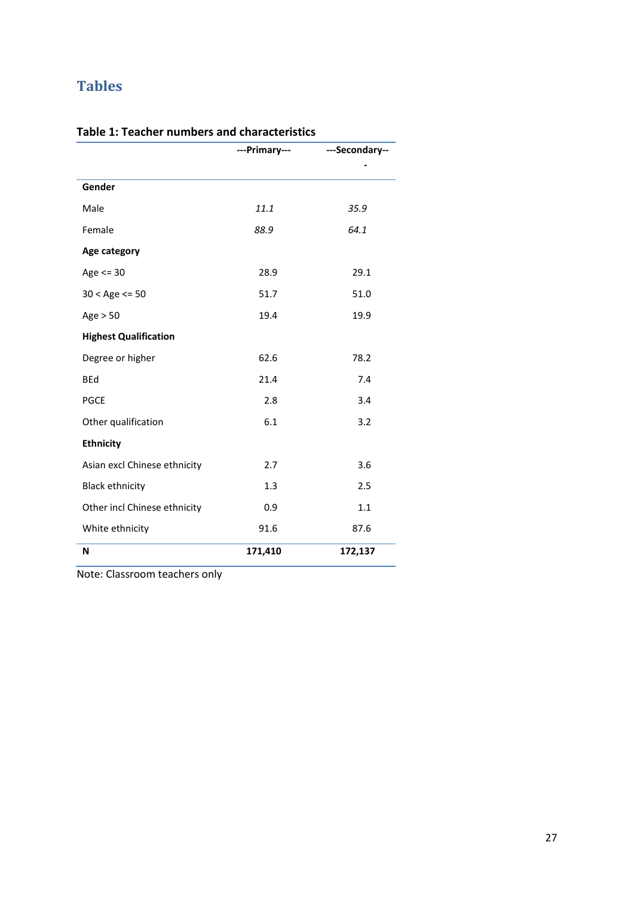# Tables

**Table 1: Teacher numbers and characteristics**

| | ---Primary--- | ---Secondary--- |
|---|---|---|
| **Gender** | | |
| Male | *11.1* | *35.9* |
| Female | *88.9* | *64.1* |
| **Age category** | | |
| Age <= 30 | 28.9 | 29.1 |
| 30 < Age <= 50 | 51.7 | 51.0 |
| Age > 50 | 19.4 | 19.9 |
| **Highest Qualification** | | |
| Degree or higher | 62.6 | 78.2 |
| BEd | 21.4 | 7.4 |
| PGCE | 2.8 | 3.4 |
| Other qualification | 6.1 | 3.2 |
| **Ethnicity** | | |
| Asian excl Chinese ethnicity | 2.7 | 3.6 |
| Black ethnicity | 1.3 | 2.5 |
| Other incl Chinese ethnicity | 0.9 | 1.1 |
| White ethnicity | 91.6 | 87.6 |
| **N** | **171,410** | **172,137** |

Note: Classroom teachers only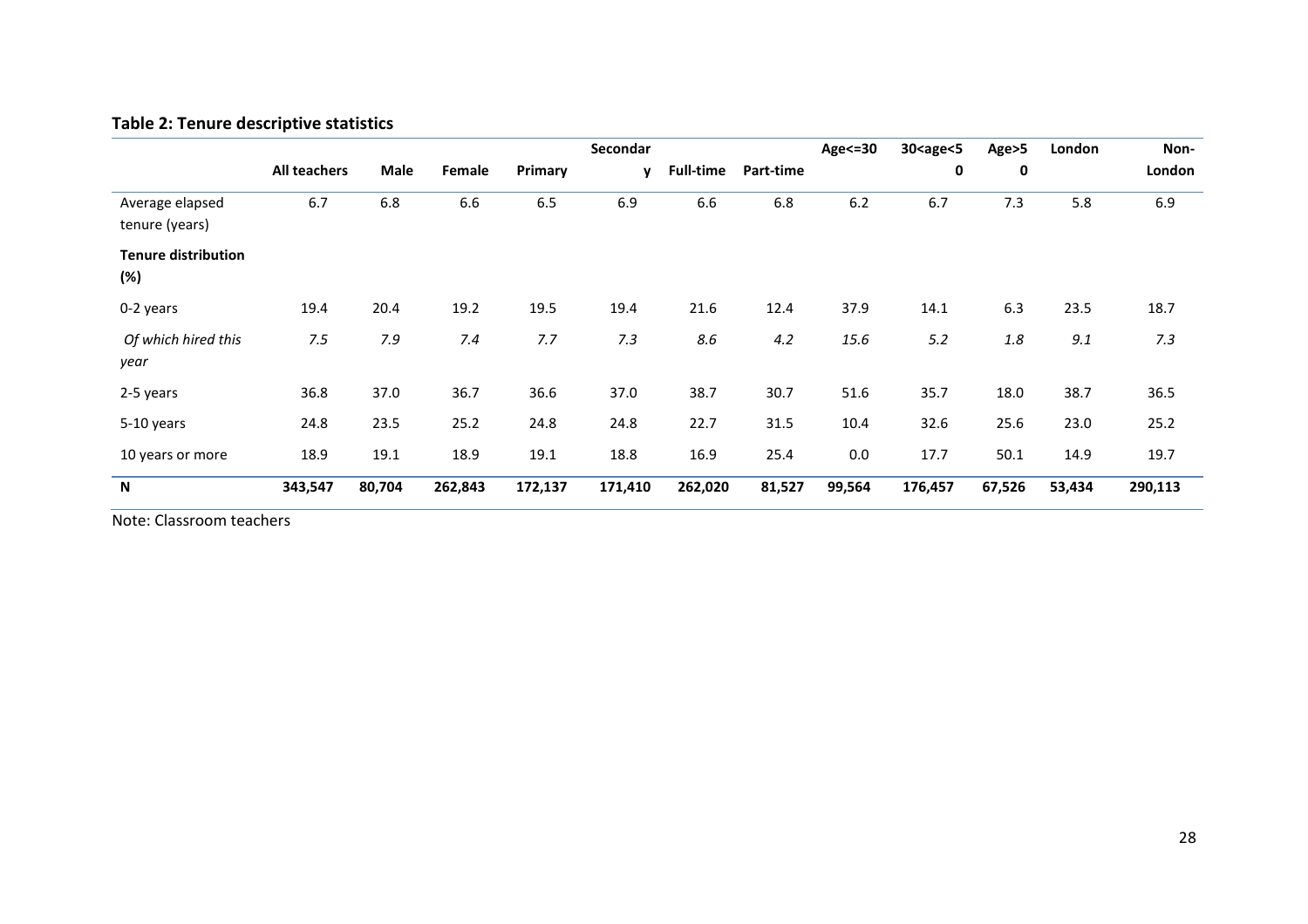**Table 2: Tenure descriptive statistics**

| | All teachers | Male | Female | Primary | Secondary | Full-time | Part-time | Age<=30 | 30<age<50 | Age>50 | London | Non-London |
|---|---|---|---|---|---|---|---|---|---|---|---|---|
| Average elapsed tenure (years) | 6.7 | 6.8 | 6.6 | 6.5 | 6.9 | 6.6 | 6.8 | 6.2 | 6.7 | 7.3 | 5.8 | 6.9 |
| **Tenure distribution (%)** | | | | | | | | | | | | |
| 0-2 years | 19.4 | 20.4 | 19.2 | 19.5 | 19.4 | 21.6 | 12.4 | 37.9 | 14.1 | 6.3 | 23.5 | 18.7 |
| *Of which hired this year* | *7.5* | *7.9* | *7.4* | *7.7* | *7.3* | *8.6* | *4.2* | *15.6* | *5.2* | *1.8* | *9.1* | *7.3* |
| 2-5 years | 36.8 | 37.0 | 36.7 | 36.6 | 37.0 | 38.7 | 30.7 | 51.6 | 35.7 | 18.0 | 38.7 | 36.5 |
| 5-10 years | 24.8 | 23.5 | 25.2 | 24.8 | 24.8 | 22.7 | 31.5 | 10.4 | 32.6 | 25.6 | 23.0 | 25.2 |
| 10 years or more | 18.9 | 19.1 | 18.9 | 19.1 | 18.8 | 16.9 | 25.4 | 0.0 | 17.7 | 50.1 | 14.9 | 19.7 |
| **N** | **343,547** | **80,704** | **262,843** | **172,137** | **171,410** | **262,020** | **81,527** | **99,564** | **176,457** | **67,526** | **53,434** | **290,113** |

Note: Classroom teachers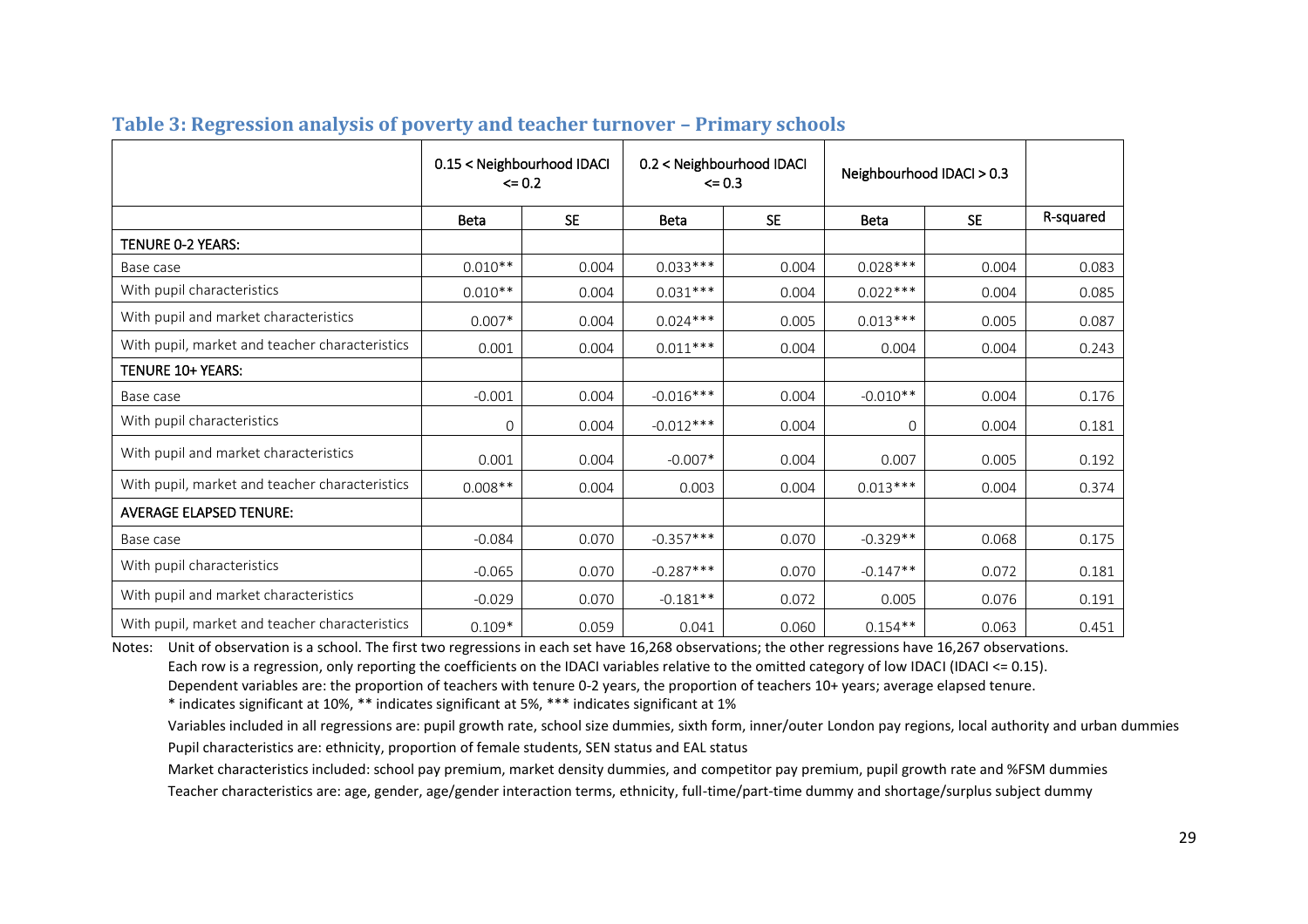## Table 3: Regression analysis of poverty and teacher turnover – Primary schools

| | 0.15 < Neighbourhood IDACI <= 0.2 | | 0.2 < Neighbourhood IDACI <= 0.3 | | Neighbourhood IDACI > 0.3 | | |
|---|---|---|---|---|---|---|---|
| | Beta | SE | Beta | SE | Beta | SE | R-squared |
| TENURE 0-2 YEARS: | | | | | | | |
| Base case | 0.010** | 0.004 | 0.033*** | 0.004 | 0.028*** | 0.004 | 0.083 |
| With pupil characteristics | 0.010** | 0.004 | 0.031*** | 0.004 | 0.022*** | 0.004 | 0.085 |
| With pupil and market characteristics | 0.007* | 0.004 | 0.024*** | 0.005 | 0.013*** | 0.005 | 0.087 |
| With pupil, market and teacher characteristics | 0.001 | 0.004 | 0.011*** | 0.004 | 0.004 | 0.004 | 0.243 |
| TENURE 10+ YEARS: | | | | | | | |
| Base case | -0.001 | 0.004 | -0.016*** | 0.004 | -0.010** | 0.004 | 0.176 |
| With pupil characteristics | 0 | 0.004 | -0.012*** | 0.004 | 0 | 0.004 | 0.181 |
| With pupil and market characteristics | 0.001 | 0.004 | -0.007* | 0.004 | 0.007 | 0.005 | 0.192 |
| With pupil, market and teacher characteristics | 0.008** | 0.004 | 0.003 | 0.004 | 0.013*** | 0.004 | 0.374 |
| AVERAGE ELAPSED TENURE: | | | | | | | |
| Base case | -0.084 | 0.070 | -0.357*** | 0.070 | -0.329** | 0.068 | 0.175 |
| With pupil characteristics | -0.065 | 0.070 | -0.287*** | 0.070 | -0.147** | 0.072 | 0.181 |
| With pupil and market characteristics | -0.029 | 0.070 | -0.181** | 0.072 | 0.005 | 0.076 | 0.191 |
| With pupil, market and teacher characteristics | 0.109* | 0.059 | 0.041 | 0.060 | 0.154** | 0.063 | 0.451 |

Notes: Unit of observation is a school. The first two regressions in each set have 16,268 observations; the other regressions have 16,267 observations.
Each row is a regression, only reporting the coefficients on the IDACI variables relative to the omitted category of low IDACI (IDACI <= 0.15).
Dependent variables are: the proportion of teachers with tenure 0-2 years, the proportion of teachers 10+ years; average elapsed tenure.
* indicates significant at 10%, ** indicates significant at 5%, *** indicates significant at 1%

Variables included in all regressions are: pupil growth rate, school size dummies, sixth form, inner/outer London pay regions, local authority and urban dummies

Pupil characteristics are: ethnicity, proportion of female students, SEN status and EAL status

Market characteristics included: school pay premium, market density dummies, and competitor pay premium, pupil growth rate and %FSM dummies

Teacher characteristics are: age, gender, age/gender interaction terms, ethnicity, full-time/part-time dummy and shortage/surplus subject dummy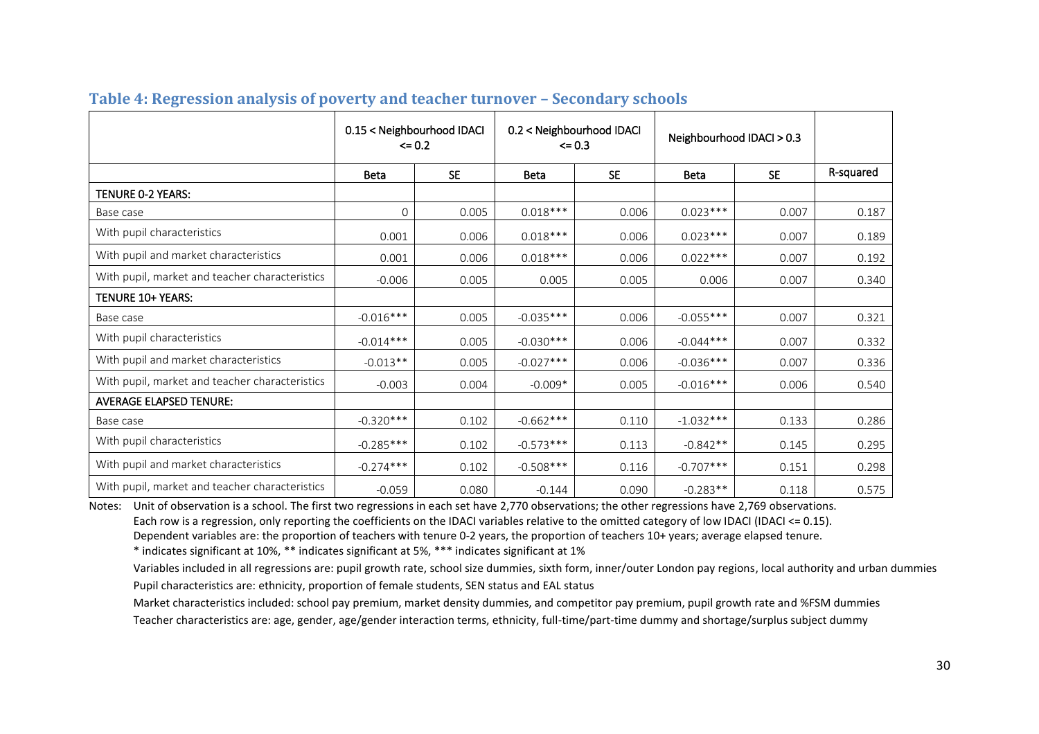### Table 4: Regression analysis of poverty and teacher turnover – Secondary schools

| | 0.15 < Neighbourhood IDACI <= 0.2 | | 0.2 < Neighbourhood IDACI <= 0.3 | | Neighbourhood IDACI > 0.3 | | |
|---|---|---|---|---|---|---|---|
| | Beta | SE | Beta | SE | Beta | SE | R-squared |
| TENURE 0-2 YEARS: | | | | | | | |
| Base case | 0 | 0.005 | 0.018*** | 0.006 | 0.023*** | 0.007 | 0.187 |
| With pupil characteristics | 0.001 | 0.006 | 0.018*** | 0.006 | 0.023*** | 0.007 | 0.189 |
| With pupil and market characteristics | 0.001 | 0.006 | 0.018*** | 0.006 | 0.022*** | 0.007 | 0.192 |
| With pupil, market and teacher characteristics | -0.006 | 0.005 | 0.005 | 0.005 | 0.006 | 0.007 | 0.340 |
| TENURE 10+ YEARS: | | | | | | | |
| Base case | -0.016*** | 0.005 | -0.035*** | 0.006 | -0.055*** | 0.007 | 0.321 |
| With pupil characteristics | -0.014*** | 0.005 | -0.030*** | 0.006 | -0.044*** | 0.007 | 0.332 |
| With pupil and market characteristics | -0.013** | 0.005 | -0.027*** | 0.006 | -0.036*** | 0.007 | 0.336 |
| With pupil, market and teacher characteristics | -0.003 | 0.004 | -0.009* | 0.005 | -0.016*** | 0.006 | 0.540 |
| AVERAGE ELAPSED TENURE: | | | | | | | |
| Base case | -0.320*** | 0.102 | -0.662*** | 0.110 | -1.032*** | 0.133 | 0.286 |
| With pupil characteristics | -0.285*** | 0.102 | -0.573*** | 0.113 | -0.842** | 0.145 | 0.295 |
| With pupil and market characteristics | -0.274*** | 0.102 | -0.508*** | 0.116 | -0.707*** | 0.151 | 0.298 |
| With pupil, market and teacher characteristics | -0.059 | 0.080 | -0.144 | 0.090 | -0.283** | 0.118 | 0.575 |

Notes: Unit of observation is a school. The first two regressions in each set have 2,770 observations; the other regressions have 2,769 observations.
Each row is a regression, only reporting the coefficients on the IDACI variables relative to the omitted category of low IDACI (IDACI <= 0.15).
Dependent variables are: the proportion of teachers with tenure 0-2 years, the proportion of teachers 10+ years; average elapsed tenure.
* indicates significant at 10%, ** indicates significant at 5%, *** indicates significant at 1%

Variables included in all regressions are: pupil growth rate, school size dummies, sixth form, inner/outer London pay regions, local authority and urban dummies

Pupil characteristics are: ethnicity, proportion of female students, SEN status and EAL status

Market characteristics included: school pay premium, market density dummies, and competitor pay premium, pupil growth rate and %FSM dummies

Teacher characteristics are: age, gender, age/gender interaction terms, ethnicity, full-time/part-time dummy and shortage/surplus subject dummy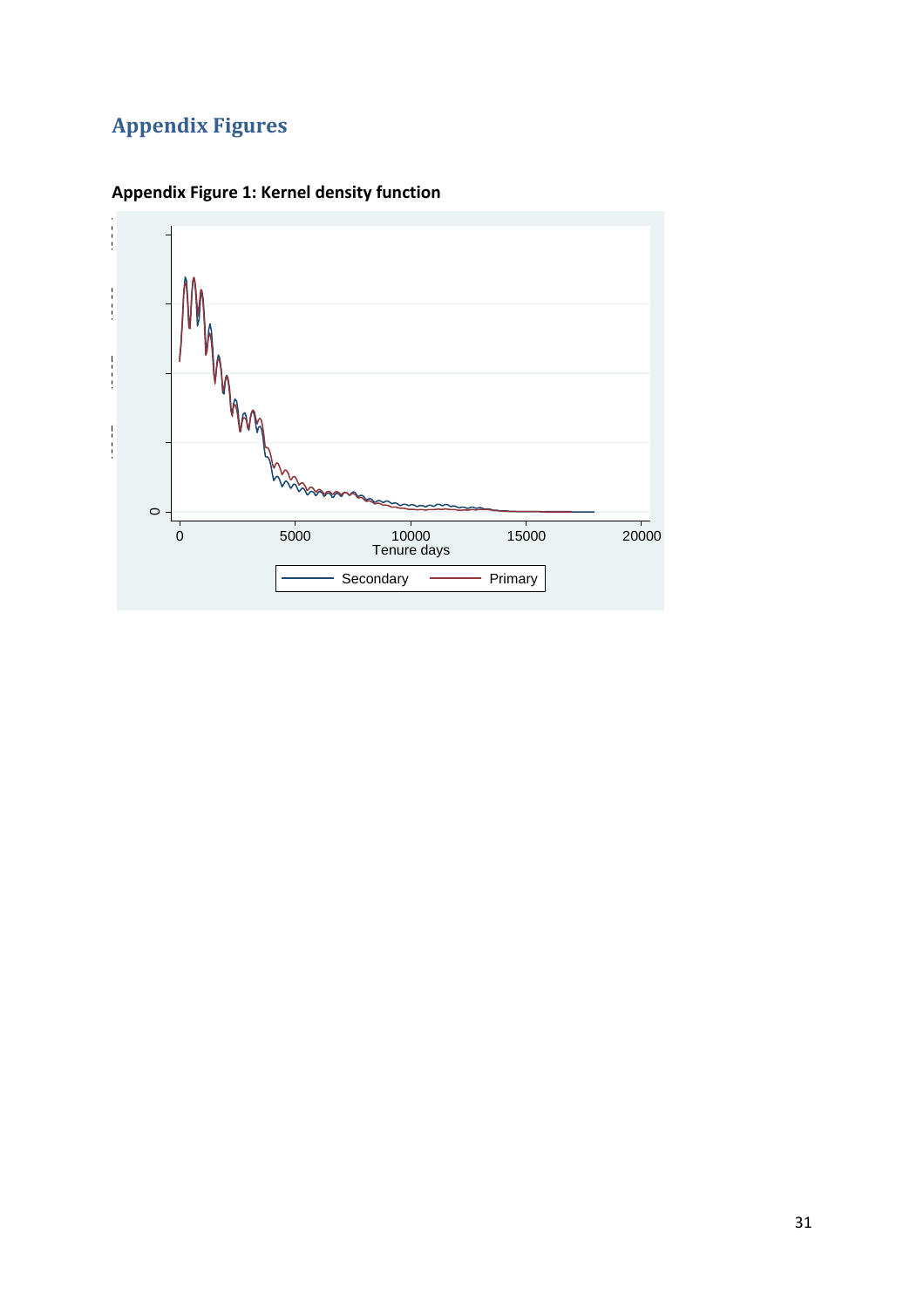## Appendix Figures

**Appendix Figure 1: Kernel density function**

0

0
5000
10000
15000
20000
Tenure days

Secondary
Primary